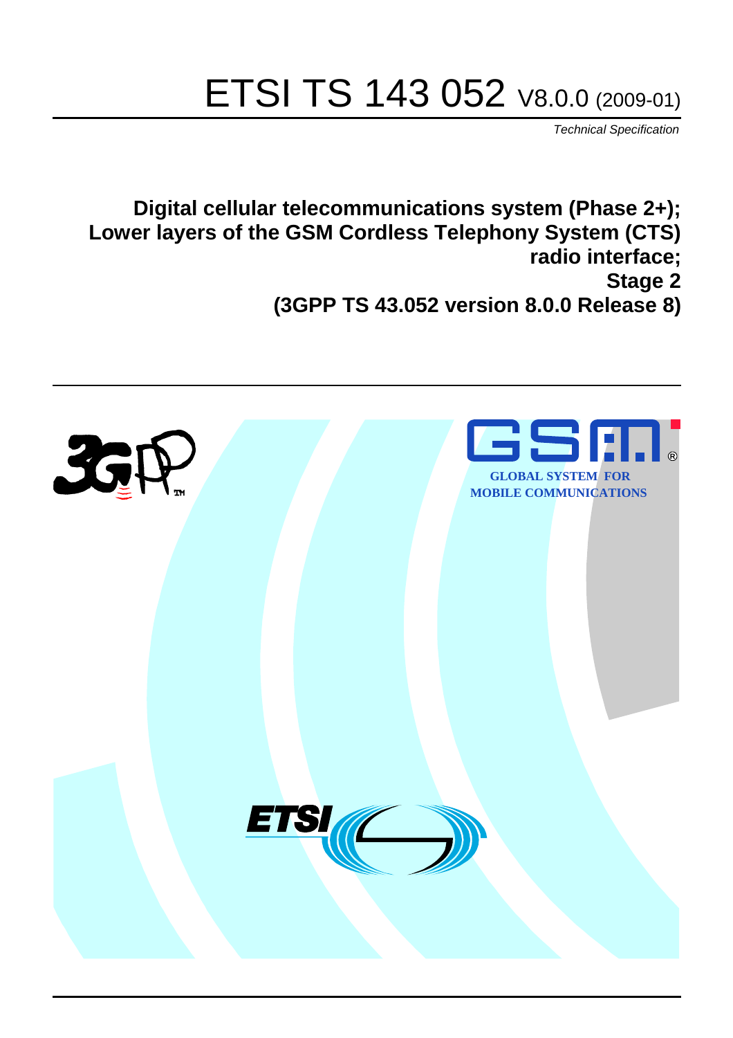# ETSI TS 143 052 V8.0.0 (2009-01)

*Technical Specification*

**Digital cellular telecommunications system (Phase 2+); Lower layers of the GSM Cordless Telephony System (CTS) radio interface; Stage 2 (3GPP TS 43.052 version 8.0.0 Release 8)**

GLOBAL SYSTEM FOR MOBILE COMMUNICATIONS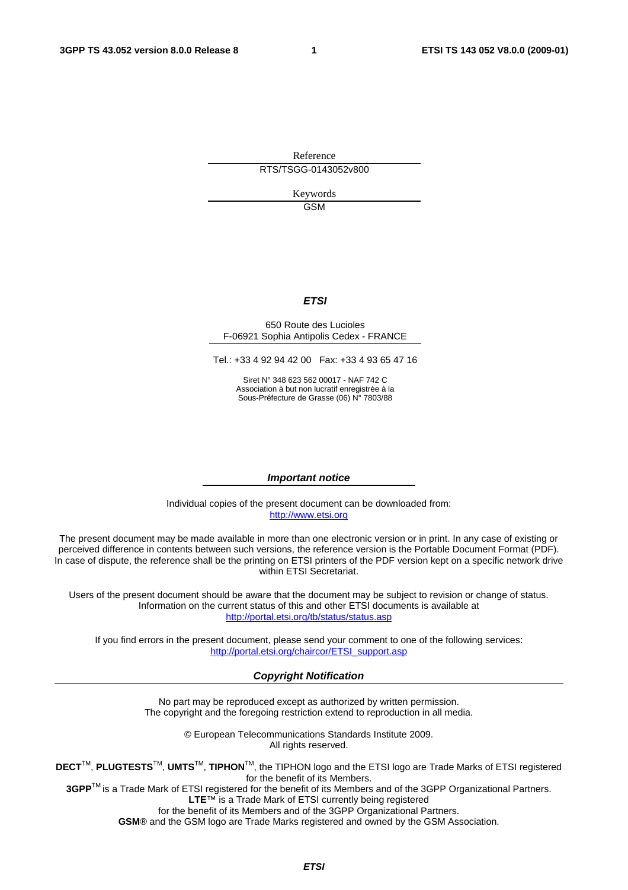Reference

RTS/TSGG-0143052v800

Keywords

GSM

***ETSI***

650 Route des Lucioles
F-06921 Sophia Antipolis Cedex - FRANCE

Tel.: +33 4 92 94 42 00 Fax: +33 4 93 65 47 16

Siret N° 348 623 562 00017 - NAF 742 C
Association à but non lucratif enregistrée à la
Sous-Préfecture de Grasse (06) N° 7803/88

***Important notice***

Individual copies of the present document can be downloaded from:
http://www.etsi.org

The present document may be made available in more than one electronic version or in print. In any case of existing or perceived difference in contents between such versions, the reference version is the Portable Document Format (PDF). In case of dispute, the reference shall be the printing on ETSI printers of the PDF version kept on a specific network drive within ETSI Secretariat.

Users of the present document should be aware that the document may be subject to revision or change of status. Information on the current status of this and other ETSI documents is available at
http://portal.etsi.org/tb/status/status.asp

If you find errors in the present document, please send your comment to one of the following services:
http://portal.etsi.org/chaircor/ETSI_support.asp

***Copyright Notification***

No part may be reproduced except as authorized by written permission.
The copyright and the foregoing restriction extend to reproduction in all media.

© European Telecommunications Standards Institute 2009.
All rights reserved.

**DECT**™, **PLUGTESTS**™, **UMTS**™, **TIPHON**™, the TIPHON logo and the ETSI logo are Trade Marks of ETSI registered for the benefit of its Members.
**3GPP**™ is a Trade Mark of ETSI registered for the benefit of its Members and of the 3GPP Organizational Partners.
**LTE**™ is a Trade Mark of ETSI currently being registered
for the benefit of its Members and of the 3GPP Organizational Partners.
**GSM**® and the GSM logo are Trade Marks registered and owned by the GSM Association.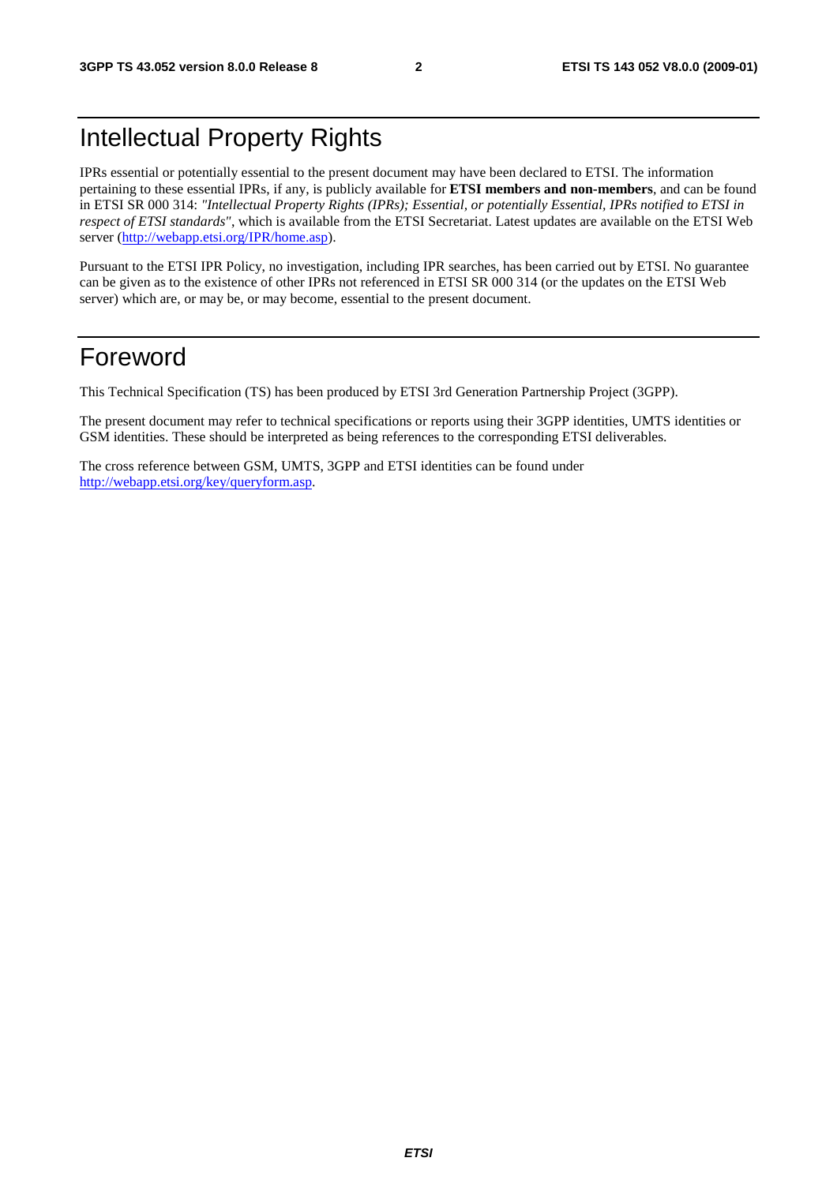# Intellectual Property Rights

IPRs essential or potentially essential to the present document may have been declared to ETSI. The information pertaining to these essential IPRs, if any, is publicly available for **ETSI members and non-members**, and can be found in ETSI SR 000 314: *"Intellectual Property Rights (IPRs); Essential, or potentially Essential, IPRs notified to ETSI in respect of ETSI standards"*, which is available from the ETSI Secretariat. Latest updates are available on the ETSI Web server (http://webapp.etsi.org/IPR/home.asp).

Pursuant to the ETSI IPR Policy, no investigation, including IPR searches, has been carried out by ETSI. No guarantee can be given as to the existence of other IPRs not referenced in ETSI SR 000 314 (or the updates on the ETSI Web server) which are, or may be, or may become, essential to the present document.

# Foreword

This Technical Specification (TS) has been produced by ETSI 3rd Generation Partnership Project (3GPP).

The present document may refer to technical specifications or reports using their 3GPP identities, UMTS identities or GSM identities. These should be interpreted as being references to the corresponding ETSI deliverables.

The cross reference between GSM, UMTS, 3GPP and ETSI identities can be found under http://webapp.etsi.org/key/queryform.asp.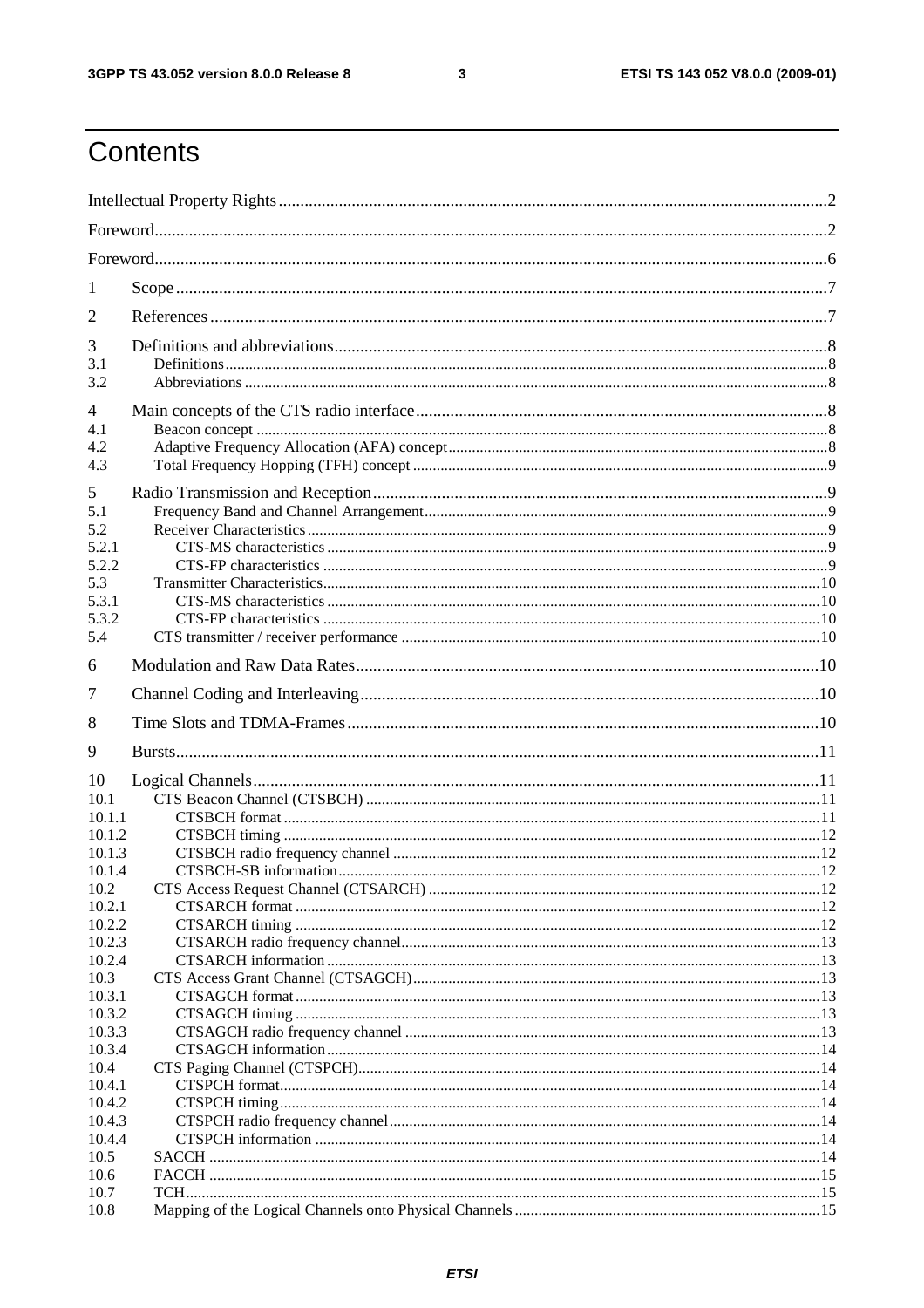# Contents

Intellectual Property Rights ........ 2
Foreword ........ 2
Foreword ........ 6

1 Scope ........ 7

2 References ........ 7

3 Definitions and abbreviations ........ 8
3.1 Definitions ........ 8
3.2 Abbreviations ........ 8

4 Main concepts of the CTS radio interface ........ 8
4.1 Beacon concept ........ 8
4.2 Adaptive Frequency Allocation (AFA) concept ........ 8
4.3 Total Frequency Hopping (TFH) concept ........ 9

5 Radio Transmission and Reception ........ 9
5.1 Frequency Band and Channel Arrangement ........ 9
5.2 Receiver Characteristics ........ 9
5.2.1 CTS-MS characteristics ........ 9
5.2.2 CTS-FP characteristics ........ 9
5.3 Transmitter Characteristics ........ 10
5.3.1 CTS-MS characteristics ........ 10
5.3.2 CTS-FP characteristics ........ 10
5.4 CTS transmitter / receiver performance ........ 10

6 Modulation and Raw Data Rates ........ 10

7 Channel Coding and Interleaving ........ 10

8 Time Slots and TDMA-Frames ........ 10

9 Bursts ........ 11

10 Logical Channels ........ 11
10.1 CTS Beacon Channel (CTSBCH) ........ 11
10.1.1 CTSBCH format ........ 11
10.1.2 CTSBCH timing ........ 12
10.1.3 CTSBCH radio frequency channel ........ 12
10.1.4 CTSBCH-SB information ........ 12
10.2 CTS Access Request Channel (CTSARCH) ........ 12
10.2.1 CTSARCH format ........ 12
10.2.2 CTSARCH timing ........ 12
10.2.3 CTSARCH radio frequency channel ........ 13
10.2.4 CTSARCH information ........ 13
10.3 CTS Access Grant Channel (CTSAGCH) ........ 13
10.3.1 CTSAGCH format ........ 13
10.3.2 CTSAGCH timing ........ 13
10.3.3 CTSAGCH radio frequency channel ........ 13
10.3.4 CTSAGCH information ........ 14
10.4 CTS Paging Channel (CTSPCH) ........ 14
10.4.1 CTSPCH format ........ 14
10.4.2 CTSPCH timing ........ 14
10.4.3 CTSPCH radio frequency channel ........ 14
10.4.4 CTSPCH information ........ 14
10.5 SACCH ........ 14
10.6 FACCH ........ 15
10.7 TCH ........ 15
10.8 Mapping of the Logical Channels onto Physical Channels ........ 15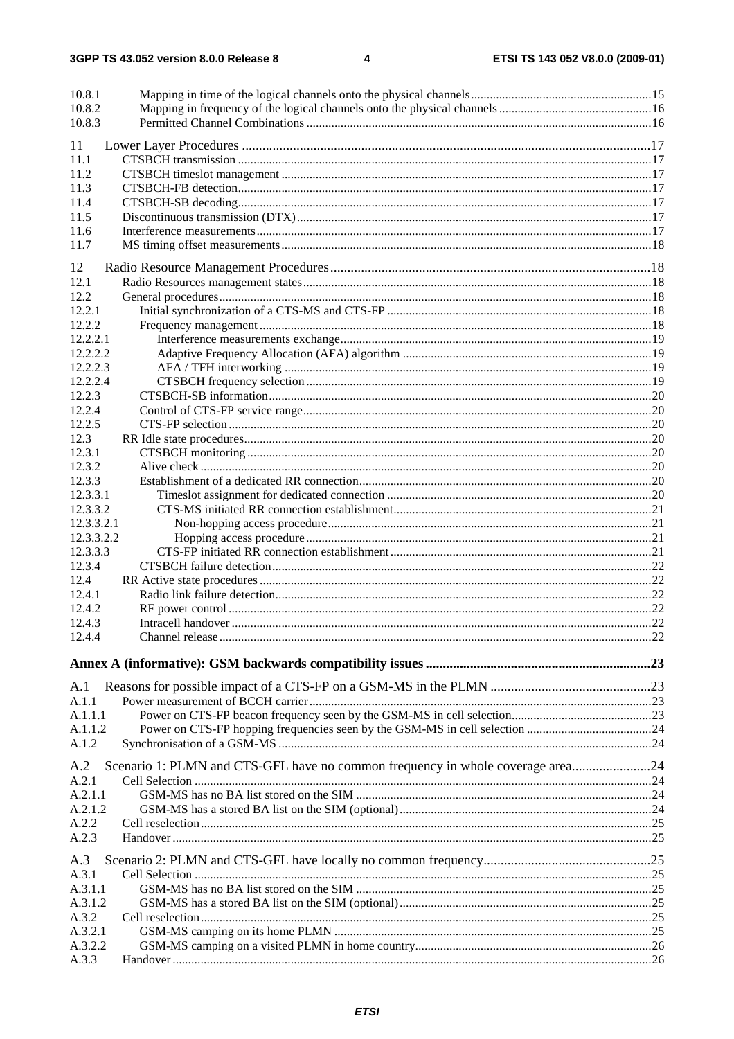10.8.1 Mapping in time of the logical channels onto the physical channels 15
10.8.2 Mapping in frequency of the logical channels onto the physical channels 16
10.8.3 Permitted Channel Combinations 16

11 Lower Layer Procedures 17
11.1 CTSBCH transmission 17
11.2 CTSBCH timeslot management 17
11.3 CTSBCH-FB detection 17
11.4 CTSBCH-SB decoding 17
11.5 Discontinuous transmission (DTX) 17
11.6 Interference measurements 17
11.7 MS timing offset measurements 18

12 Radio Resource Management Procedures 18
12.1 Radio Resources management states 18
12.2 General procedures 18
12.2.1 Initial synchronization of a CTS-MS and CTS-FP 18
12.2.2 Frequency management 18
12.2.2.1 Interference measurements exchange 19
12.2.2.2 Adaptive Frequency Allocation (AFA) algorithm 19
12.2.2.3 AFA / TFH interworking 19
12.2.2.4 CTSBCH frequency selection 19
12.2.3 CTSBCH-SB information 20
12.2.4 Control of CTS-FP service range 20
12.2.5 CTS-FP selection 20
12.3 RR Idle state procedures 20
12.3.1 CTSBCH monitoring 20
12.3.2 Alive check 20
12.3.3 Establishment of a dedicated RR connection 20
12.3.3.1 Timeslot assignment for dedicated connection 20
12.3.3.2 CTS-MS initiated RR connection establishment 21
12.3.3.2.1 Non-hopping access procedure 21
12.3.3.2.2 Hopping access procedure 21
12.3.3.3 CTS-FP initiated RR connection establishment 21
12.3.4 CTSBCH failure detection 22
12.4 RR Active state procedures 22
12.4.1 Radio link failure detection 22
12.4.2 RF power control 22
12.4.3 Intracell handover 22
12.4.4 Channel release 22

**Annex A (informative): GSM backwards compatibility issues 23**

A.1 Reasons for possible impact of a CTS-FP on a GSM-MS in the PLMN 23
A.1.1 Power measurement of BCCH carrier 23
A.1.1.1 Power on CTS-FP beacon frequency seen by the GSM-MS in cell selection 23
A.1.1.2 Power on CTS-FP hopping frequencies seen by the GSM-MS in cell selection 24
A.1.2 Synchronisation of a GSM-MS 24

A.2 Scenario 1: PLMN and CTS-GFL have no common frequency in whole coverage area 24
A.2.1 Cell Selection 24
A.2.1.1 GSM-MS has no BA list stored on the SIM 24
A.2.1.2 GSM-MS has a stored BA list on the SIM (optional) 24
A.2.2 Cell reselection 25
A.2.3 Handover 25

A.3 Scenario 2: PLMN and CTS-GFL have locally no common frequency 25
A.3.1 Cell Selection 25
A.3.1.1 GSM-MS has no BA list stored on the SIM 25
A.3.1.2 GSM-MS has a stored BA list on the SIM (optional) 25
A.3.2 Cell reselection 25
A.3.2.1 GSM-MS camping on its home PLMN 25
A.3.2.2 GSM-MS camping on a visited PLMN in home country 26
A.3.3 Handover 26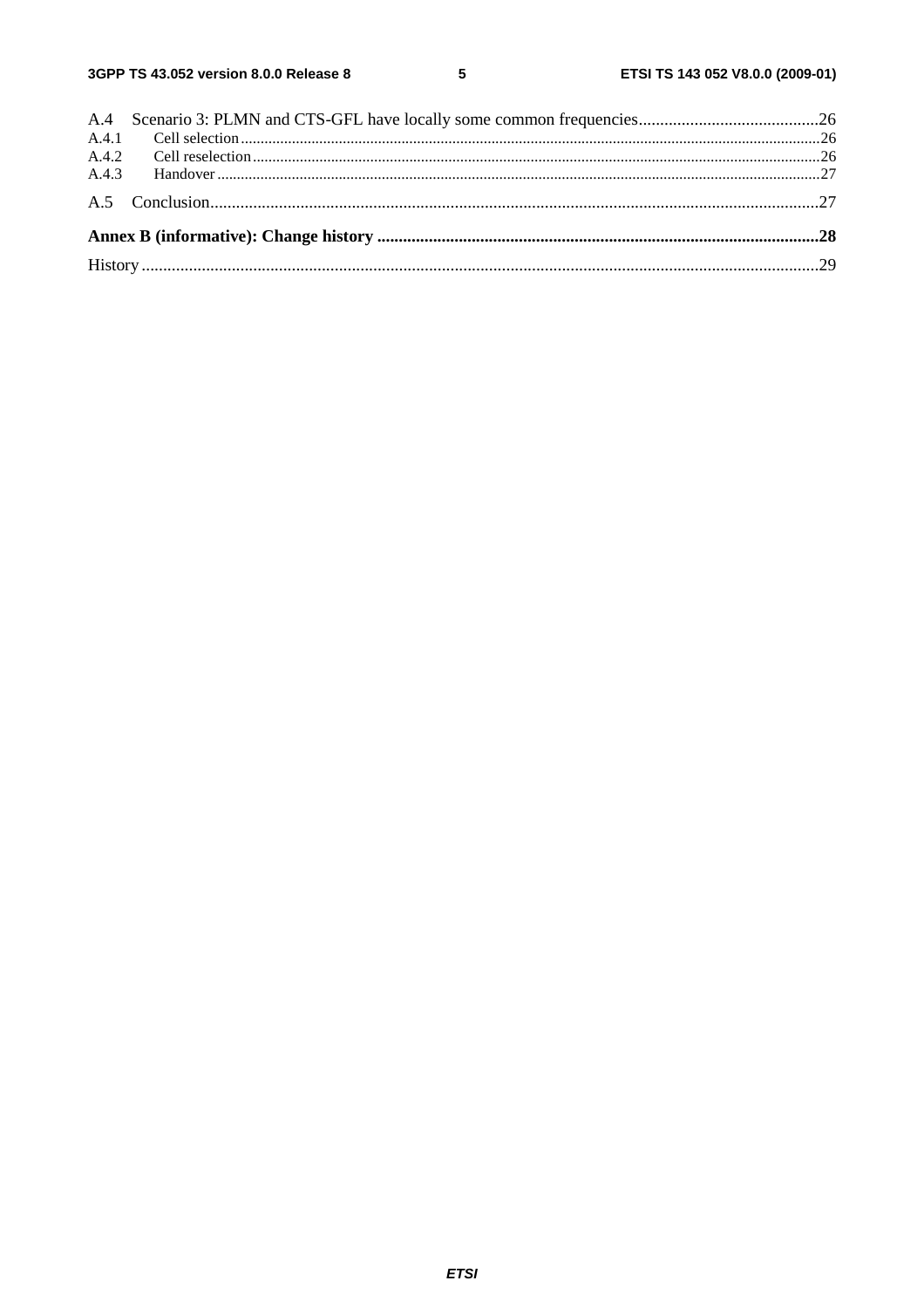A.4 Scenario 3: PLMN and CTS-GFL have locally some common frequencies .......................................... 26
A.4.1 Cell selection .................................................................................................................................................. 26
A.4.2 Cell reselection ............................................................................................................................................... 26
A.4.3 Handover ........................................................................................................................................................ 27

A.5 Conclusion ............................................................................................................................................ 27

**Annex B (informative): Change history ...................................................................................................... 28**

History ............................................................................................................................................................. 29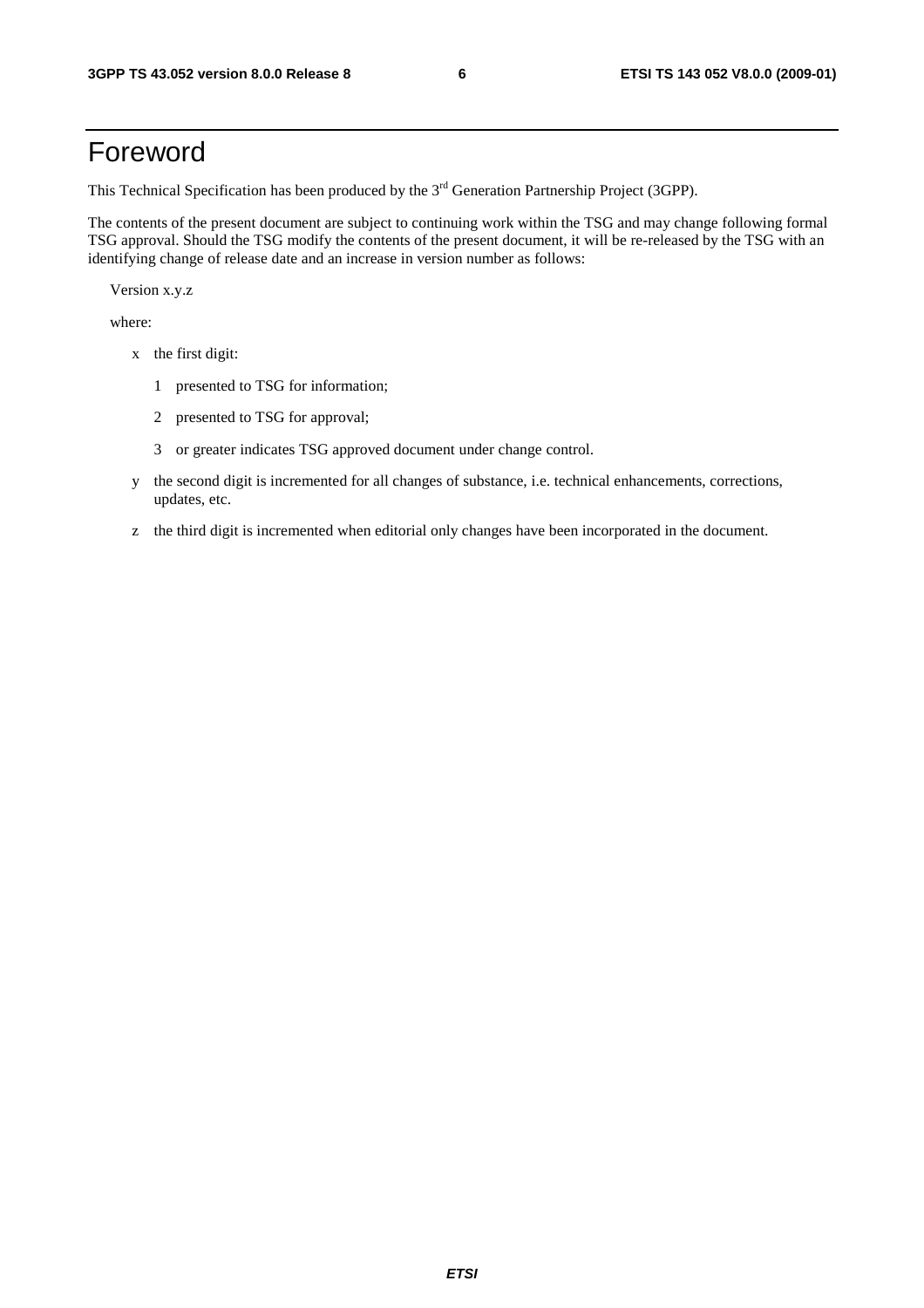# Foreword

This Technical Specification has been produced by the 3rd Generation Partnership Project (3GPP).

The contents of the present document are subject to continuing work within the TSG and may change following formal TSG approval. Should the TSG modify the contents of the present document, it will be re-released by the TSG with an identifying change of release date and an increase in version number as follows:

Version x.y.z

where:

- x the first digit:
  - 1 presented to TSG for information;
  - 2 presented to TSG for approval;
  - 3 or greater indicates TSG approved document under change control.
- y the second digit is incremented for all changes of substance, i.e. technical enhancements, corrections, updates, etc.
- z the third digit is incremented when editorial only changes have been incorporated in the document.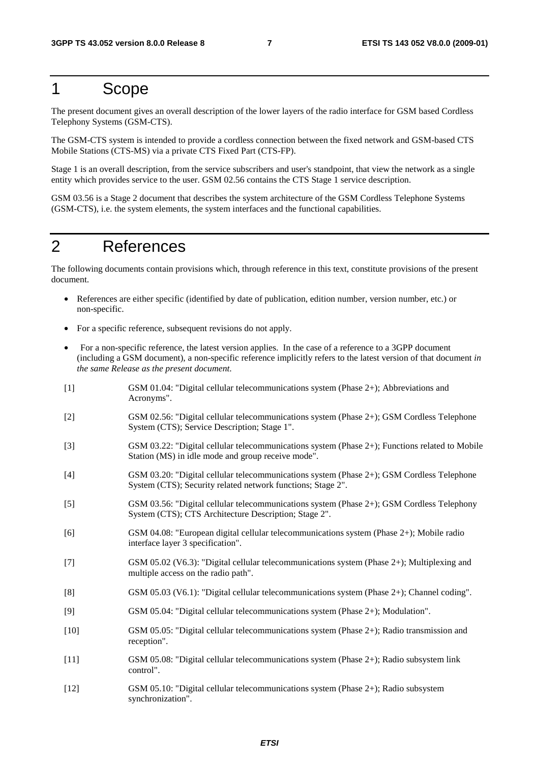# 1 Scope

The present document gives an overall description of the lower layers of the radio interface for GSM based Cordless Telephony Systems (GSM-CTS).

The GSM-CTS system is intended to provide a cordless connection between the fixed network and GSM-based CTS Mobile Stations (CTS-MS) via a private CTS Fixed Part (CTS-FP).

Stage 1 is an overall description, from the service subscribers and user's standpoint, that view the network as a single entity which provides service to the user. GSM 02.56 contains the CTS Stage 1 service description.

GSM 03.56 is a Stage 2 document that describes the system architecture of the GSM Cordless Telephone Systems (GSM-CTS), i.e. the system elements, the system interfaces and the functional capabilities.

# 2 References

The following documents contain provisions which, through reference in this text, constitute provisions of the present document.

- References are either specific (identified by date of publication, edition number, version number, etc.) or non-specific.
- For a specific reference, subsequent revisions do not apply.
- For a non-specific reference, the latest version applies. In the case of a reference to a 3GPP document (including a GSM document), a non-specific reference implicitly refers to the latest version of that document *in the same Release as the present document.*

[1] GSM 01.04: "Digital cellular telecommunications system (Phase 2+); Abbreviations and Acronyms".

[2] GSM 02.56: "Digital cellular telecommunications system (Phase 2+); GSM Cordless Telephone System (CTS); Service Description; Stage 1".

[3] GSM 03.22: "Digital cellular telecommunications system (Phase 2+); Functions related to Mobile Station (MS) in idle mode and group receive mode".

[4] GSM 03.20: "Digital cellular telecommunications system (Phase 2+); GSM Cordless Telephone System (CTS); Security related network functions; Stage 2".

[5] GSM 03.56: "Digital cellular telecommunications system (Phase 2+); GSM Cordless Telephony System (CTS); CTS Architecture Description; Stage 2".

[6] GSM 04.08: "European digital cellular telecommunications system (Phase 2+); Mobile radio interface layer 3 specification".

[7] GSM 05.02 (V6.3): "Digital cellular telecommunications system (Phase 2+); Multiplexing and multiple access on the radio path".

[8] GSM 05.03 (V6.1): "Digital cellular telecommunications system (Phase 2+); Channel coding".

[9] GSM 05.04: "Digital cellular telecommunications system (Phase 2+); Modulation".

[10] GSM 05.05: "Digital cellular telecommunications system (Phase 2+); Radio transmission and reception".

[11] GSM 05.08: "Digital cellular telecommunications system (Phase 2+); Radio subsystem link control".

[12] GSM 05.10: "Digital cellular telecommunications system (Phase 2+); Radio subsystem synchronization".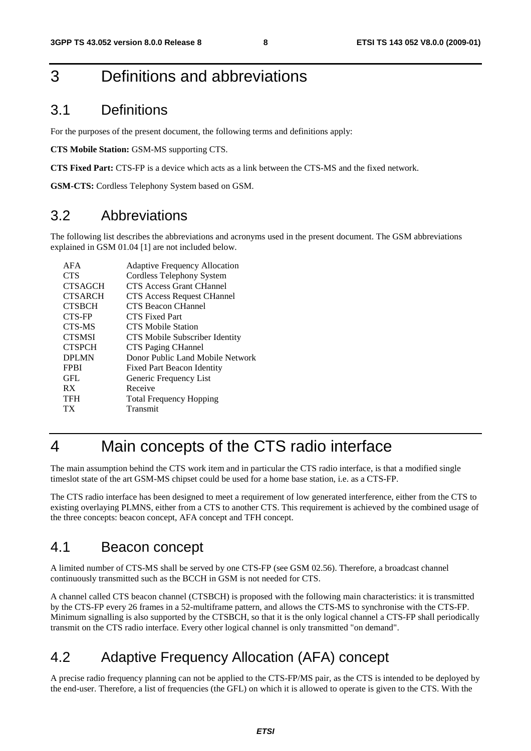# 3 Definitions and abbreviations

## 3.1 Definitions

For the purposes of the present document, the following terms and definitions apply:

**CTS Mobile Station:** GSM-MS supporting CTS.

**CTS Fixed Part:** CTS-FP is a device which acts as a link between the CTS-MS and the fixed network.

**GSM-CTS:** Cordless Telephony System based on GSM.

## 3.2 Abbreviations

The following list describes the abbreviations and acronyms used in the present document. The GSM abbreviations explained in GSM 01.04 [1] are not included below.

| | |
|---|---|
| AFA | Adaptive Frequency Allocation |
| CTS | Cordless Telephony System |
| CTSAGCH | CTS Access Grant CHannel |
| CTSARCH | CTS Access Request CHannel |
| CTSBCH | CTS Beacon CHannel |
| CTS-FP | CTS Fixed Part |
| CTS-MS | CTS Mobile Station |
| CTSMSI | CTS Mobile Subscriber Identity |
| CTSPCH | CTS Paging CHannel |
| DPLMN | Donor Public Land Mobile Network |
| FPBI | Fixed Part Beacon Identity |
| GFL | Generic Frequency List |
| RX | Receive |
| TFH | Total Frequency Hopping |
| TX | Transmit |

# 4 Main concepts of the CTS radio interface

The main assumption behind the CTS work item and in particular the CTS radio interface, is that a modified single timeslot state of the art GSM-MS chipset could be used for a home base station, i.e. as a CTS-FP.

The CTS radio interface has been designed to meet a requirement of low generated interference, either from the CTS to existing overlaying PLMNS, either from a CTS to another CTS. This requirement is achieved by the combined usage of the three concepts: beacon concept, AFA concept and TFH concept.

## 4.1 Beacon concept

A limited number of CTS-MS shall be served by one CTS-FP (see GSM 02.56). Therefore, a broadcast channel continuously transmitted such as the BCCH in GSM is not needed for CTS.

A channel called CTS beacon channel (CTSBCH) is proposed with the following main characteristics: it is transmitted by the CTS-FP every 26 frames in a 52-multiframe pattern, and allows the CTS-MS to synchronise with the CTS-FP. Minimum signalling is also supported by the CTSBCH, so that it is the only logical channel a CTS-FP shall periodically transmit on the CTS radio interface. Every other logical channel is only transmitted "on demand".

## 4.2 Adaptive Frequency Allocation (AFA) concept

A precise radio frequency planning can not be applied to the CTS-FP/MS pair, as the CTS is intended to be deployed by the end-user. Therefore, a list of frequencies (the GFL) on which it is allowed to operate is given to the CTS. With the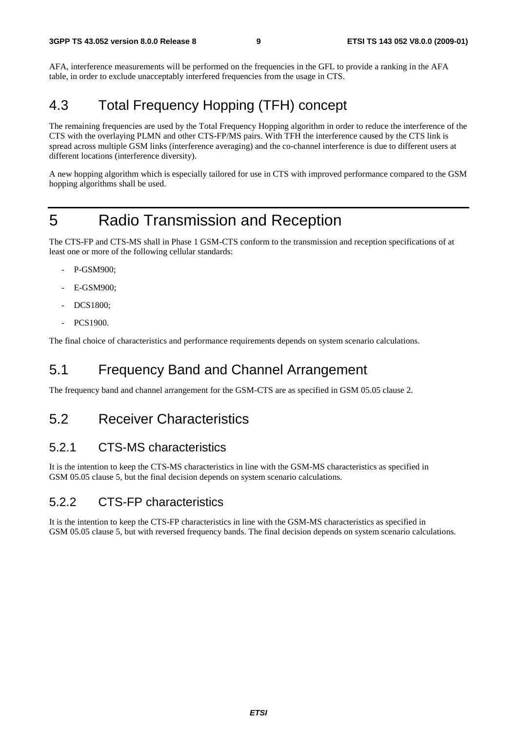AFA, interference measurements will be performed on the frequencies in the GFL to provide a ranking in the AFA table, in order to exclude unacceptably interfered frequencies from the usage in CTS.

## 4.3 Total Frequency Hopping (TFH) concept

The remaining frequencies are used by the Total Frequency Hopping algorithm in order to reduce the interference of the CTS with the overlaying PLMN and other CTS-FP/MS pairs. With TFH the interference caused by the CTS link is spread across multiple GSM links (interference averaging) and the co-channel interference is due to different users at different locations (interference diversity).

A new hopping algorithm which is especially tailored for use in CTS with improved performance compared to the GSM hopping algorithms shall be used.

# 5 Radio Transmission and Reception

The CTS-FP and CTS-MS shall in Phase 1 GSM-CTS conform to the transmission and reception specifications of at least one or more of the following cellular standards:

- P-GSM900;
- E-GSM900;
- DCS1800;
- PCS1900.

The final choice of characteristics and performance requirements depends on system scenario calculations.

## 5.1 Frequency Band and Channel Arrangement

The frequency band and channel arrangement for the GSM-CTS are as specified in GSM 05.05 clause 2.

## 5.2 Receiver Characteristics

### 5.2.1 CTS-MS characteristics

It is the intention to keep the CTS-MS characteristics in line with the GSM-MS characteristics as specified in GSM 05.05 clause 5, but the final decision depends on system scenario calculations.

### 5.2.2 CTS-FP characteristics

It is the intention to keep the CTS-FP characteristics in line with the GSM-MS characteristics as specified in GSM 05.05 clause 5, but with reversed frequency bands. The final decision depends on system scenario calculations.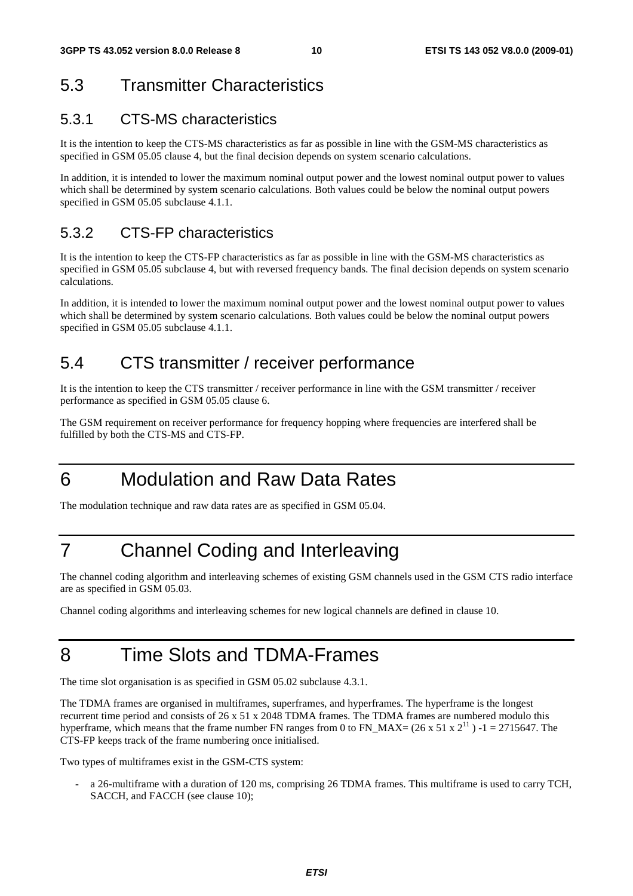## 5.3 Transmitter Characteristics

### 5.3.1 CTS-MS characteristics

It is the intention to keep the CTS-MS characteristics as far as possible in line with the GSM-MS characteristics as specified in GSM 05.05 clause 4, but the final decision depends on system scenario calculations.

In addition, it is intended to lower the maximum nominal output power and the lowest nominal output power to values which shall be determined by system scenario calculations. Both values could be below the nominal output powers specified in GSM 05.05 subclause 4.1.1.

### 5.3.2 CTS-FP characteristics

It is the intention to keep the CTS-FP characteristics as far as possible in line with the GSM-MS characteristics as specified in GSM 05.05 subclause 4, but with reversed frequency bands. The final decision depends on system scenario calculations.

In addition, it is intended to lower the maximum nominal output power and the lowest nominal output power to values which shall be determined by system scenario calculations. Both values could be below the nominal output powers specified in GSM 05.05 subclause 4.1.1.

## 5.4 CTS transmitter / receiver performance

It is the intention to keep the CTS transmitter / receiver performance in line with the GSM transmitter / receiver performance as specified in GSM 05.05 clause 6.

The GSM requirement on receiver performance for frequency hopping where frequencies are interfered shall be fulfilled by both the CTS-MS and CTS-FP.

# 6 Modulation and Raw Data Rates

The modulation technique and raw data rates are as specified in GSM 05.04.

# 7 Channel Coding and Interleaving

The channel coding algorithm and interleaving schemes of existing GSM channels used in the GSM CTS radio interface are as specified in GSM 05.03.

Channel coding algorithms and interleaving schemes for new logical channels are defined in clause 10.

# 8 Time Slots and TDMA-Frames

The time slot organisation is as specified in GSM 05.02 subclause 4.3.1.

The TDMA frames are organised in multiframes, superframes, and hyperframes. The hyperframe is the longest recurrent time period and consists of 26 x 51 x 2048 TDMA frames. The TDMA frames are numbered modulo this hyperframe, which means that the frame number FN ranges from 0 to FN_MAX= $(26 \times 51 \times 2^{11}) - 1 = 2715647$. The CTS-FP keeps track of the frame numbering once initialised.

Two types of multiframes exist in the GSM-CTS system:

- a 26-multiframe with a duration of 120 ms, comprising 26 TDMA frames. This multiframe is used to carry TCH, SACCH, and FACCH (see clause 10);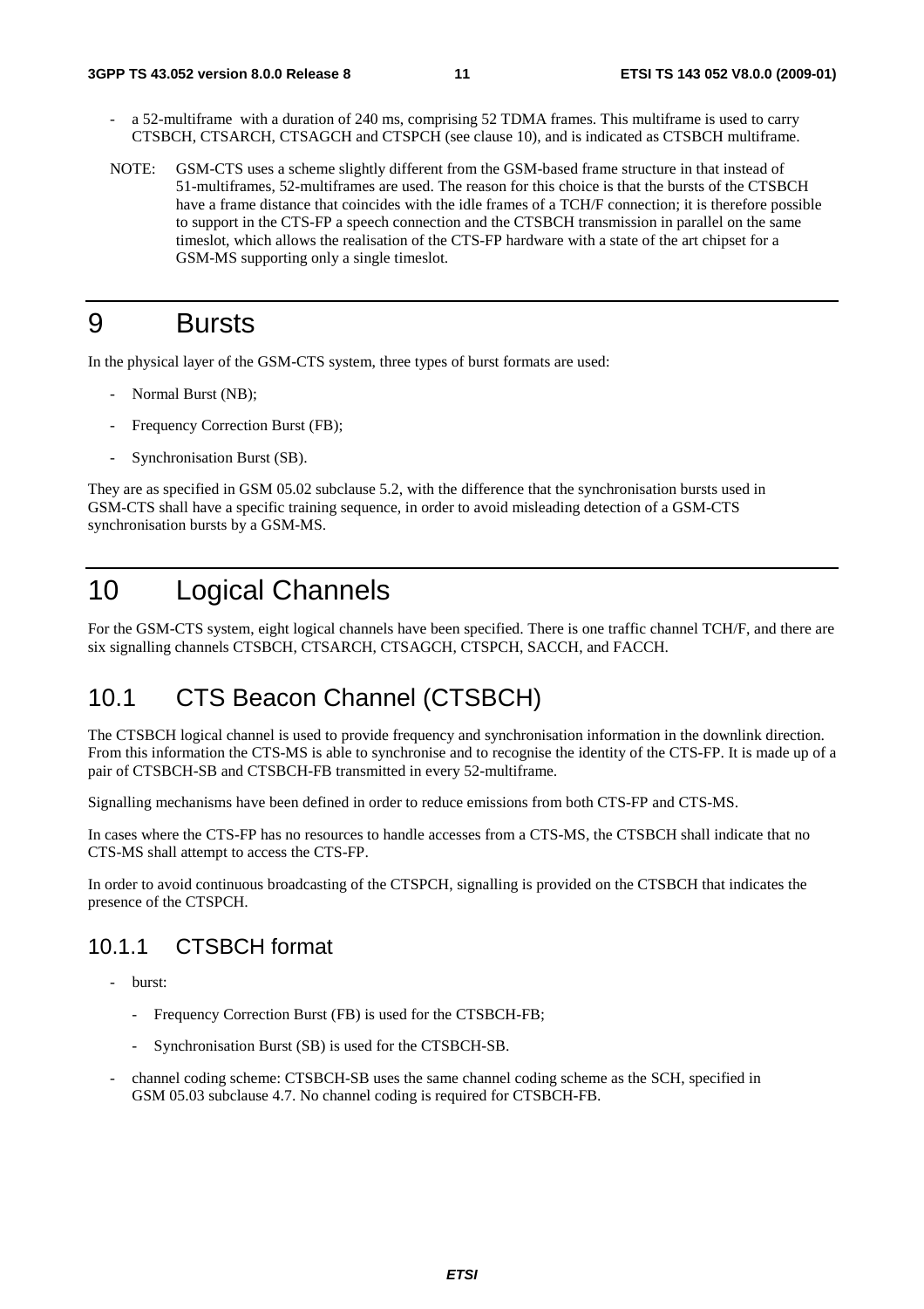- a 52-multiframe with a duration of 240 ms, comprising 52 TDMA frames. This multiframe is used to carry CTSBCH, CTSARCH, CTSAGCH and CTSPCH (see clause 10), and is indicated as CTSBCH multiframe.

NOTE: GSM-CTS uses a scheme slightly different from the GSM-based frame structure in that instead of 51-multiframes, 52-multiframes are used. The reason for this choice is that the bursts of the CTSBCH have a frame distance that coincides with the idle frames of a TCH/F connection; it is therefore possible to support in the CTS-FP a speech connection and the CTSBCH transmission in parallel on the same timeslot, which allows the realisation of the CTS-FP hardware with a state of the art chipset for a GSM-MS supporting only a single timeslot.

# 9 Bursts

In the physical layer of the GSM-CTS system, three types of burst formats are used:

- Normal Burst (NB);
- Frequency Correction Burst (FB);
- Synchronisation Burst (SB).

They are as specified in GSM 05.02 subclause 5.2, with the difference that the synchronisation bursts used in GSM-CTS shall have a specific training sequence, in order to avoid misleading detection of a GSM-CTS synchronisation bursts by a GSM-MS.

# 10 Logical Channels

For the GSM-CTS system, eight logical channels have been specified. There is one traffic channel TCH/F, and there are six signalling channels CTSBCH, CTSARCH, CTSAGCH, CTSPCH, SACCH, and FACCH.

## 10.1 CTS Beacon Channel (CTSBCH)

The CTSBCH logical channel is used to provide frequency and synchronisation information in the downlink direction. From this information the CTS-MS is able to synchronise and to recognise the identity of the CTS-FP. It is made up of a pair of CTSBCH-SB and CTSBCH-FB transmitted in every 52-multiframe.

Signalling mechanisms have been defined in order to reduce emissions from both CTS-FP and CTS-MS.

In cases where the CTS-FP has no resources to handle accesses from a CTS-MS, the CTSBCH shall indicate that no CTS-MS shall attempt to access the CTS-FP.

In order to avoid continuous broadcasting of the CTSPCH, signalling is provided on the CTSBCH that indicates the presence of the CTSPCH.

### 10.1.1 CTSBCH format

- burst:
  - Frequency Correction Burst (FB) is used for the CTSBCH-FB;
  - Synchronisation Burst (SB) is used for the CTSBCH-SB.
- channel coding scheme: CTSBCH-SB uses the same channel coding scheme as the SCH, specified in GSM 05.03 subclause 4.7. No channel coding is required for CTSBCH-FB.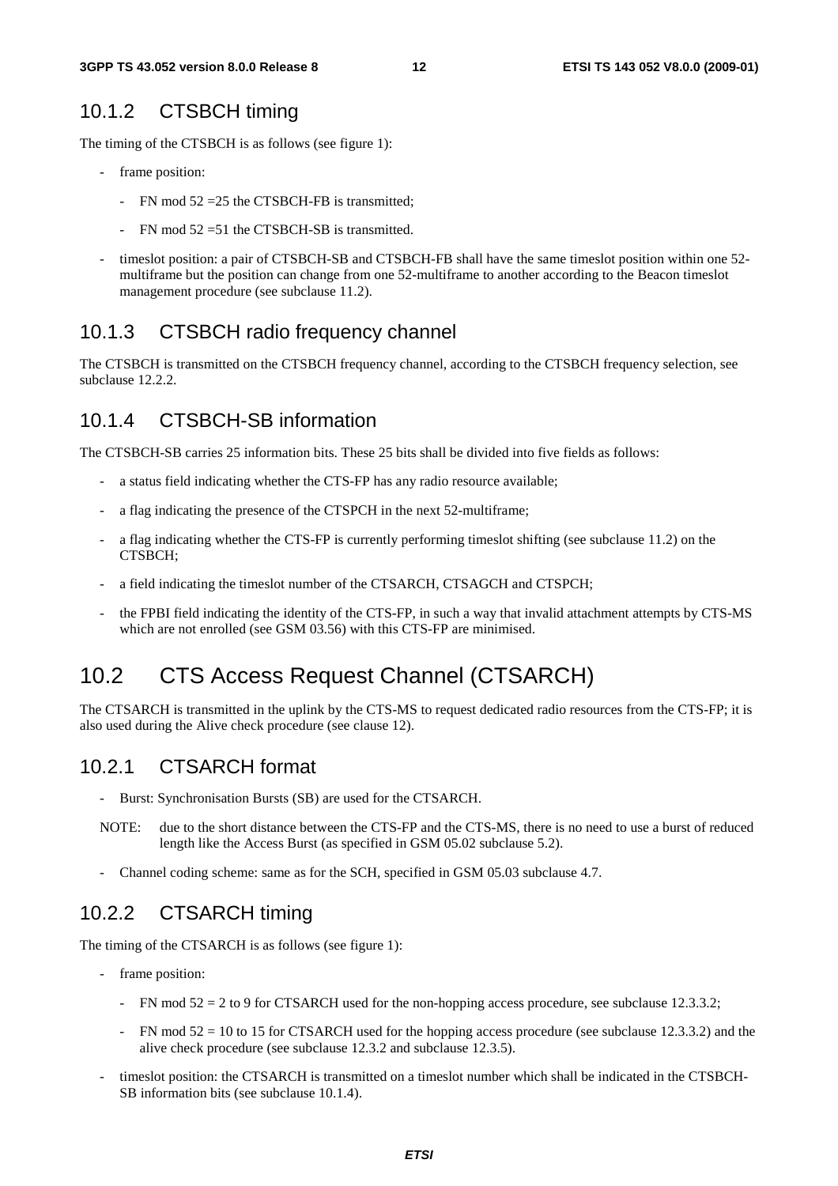### 10.1.2 CTSBCH timing

The timing of the CTSBCH is as follows (see figure 1):

- frame position:
  - FN mod 52 =25 the CTSBCH-FB is transmitted;
  - FN mod 52 =51 the CTSBCH-SB is transmitted.
- timeslot position: a pair of CTSBCH-SB and CTSBCH-FB shall have the same timeslot position within one 52-multiframe but the position can change from one 52-multiframe to another according to the Beacon timeslot management procedure (see subclause 11.2).

### 10.1.3 CTSBCH radio frequency channel

The CTSBCH is transmitted on the CTSBCH frequency channel, according to the CTSBCH frequency selection, see subclause 12.2.2.

### 10.1.4 CTSBCH-SB information

The CTSBCH-SB carries 25 information bits. These 25 bits shall be divided into five fields as follows:

- a status field indicating whether the CTS-FP has any radio resource available;
- a flag indicating the presence of the CTSPCH in the next 52-multiframe;
- a flag indicating whether the CTS-FP is currently performing timeslot shifting (see subclause 11.2) on the CTSBCH;
- a field indicating the timeslot number of the CTSARCH, CTSAGCH and CTSPCH;
- the FPBI field indicating the identity of the CTS-FP, in such a way that invalid attachment attempts by CTS-MS which are not enrolled (see GSM 03.56) with this CTS-FP are minimised.

## 10.2 CTS Access Request Channel (CTSARCH)

The CTSARCH is transmitted in the uplink by the CTS-MS to request dedicated radio resources from the CTS-FP; it is also used during the Alive check procedure (see clause 12).

### 10.2.1 CTSARCH format

- Burst: Synchronisation Bursts (SB) are used for the CTSARCH.

NOTE: due to the short distance between the CTS-FP and the CTS-MS, there is no need to use a burst of reduced length like the Access Burst (as specified in GSM 05.02 subclause 5.2).

- Channel coding scheme: same as for the SCH, specified in GSM 05.03 subclause 4.7.

### 10.2.2 CTSARCH timing

The timing of the CTSARCH is as follows (see figure 1):

- frame position:
  - FN mod 52 = 2 to 9 for CTSARCH used for the non-hopping access procedure, see subclause 12.3.3.2;
  - FN mod 52 = 10 to 15 for CTSARCH used for the hopping access procedure (see subclause 12.3.3.2) and the alive check procedure (see subclause 12.3.2 and subclause 12.3.5).
- timeslot position: the CTSARCH is transmitted on a timeslot number which shall be indicated in the CTSBCH-SB information bits (see subclause 10.1.4).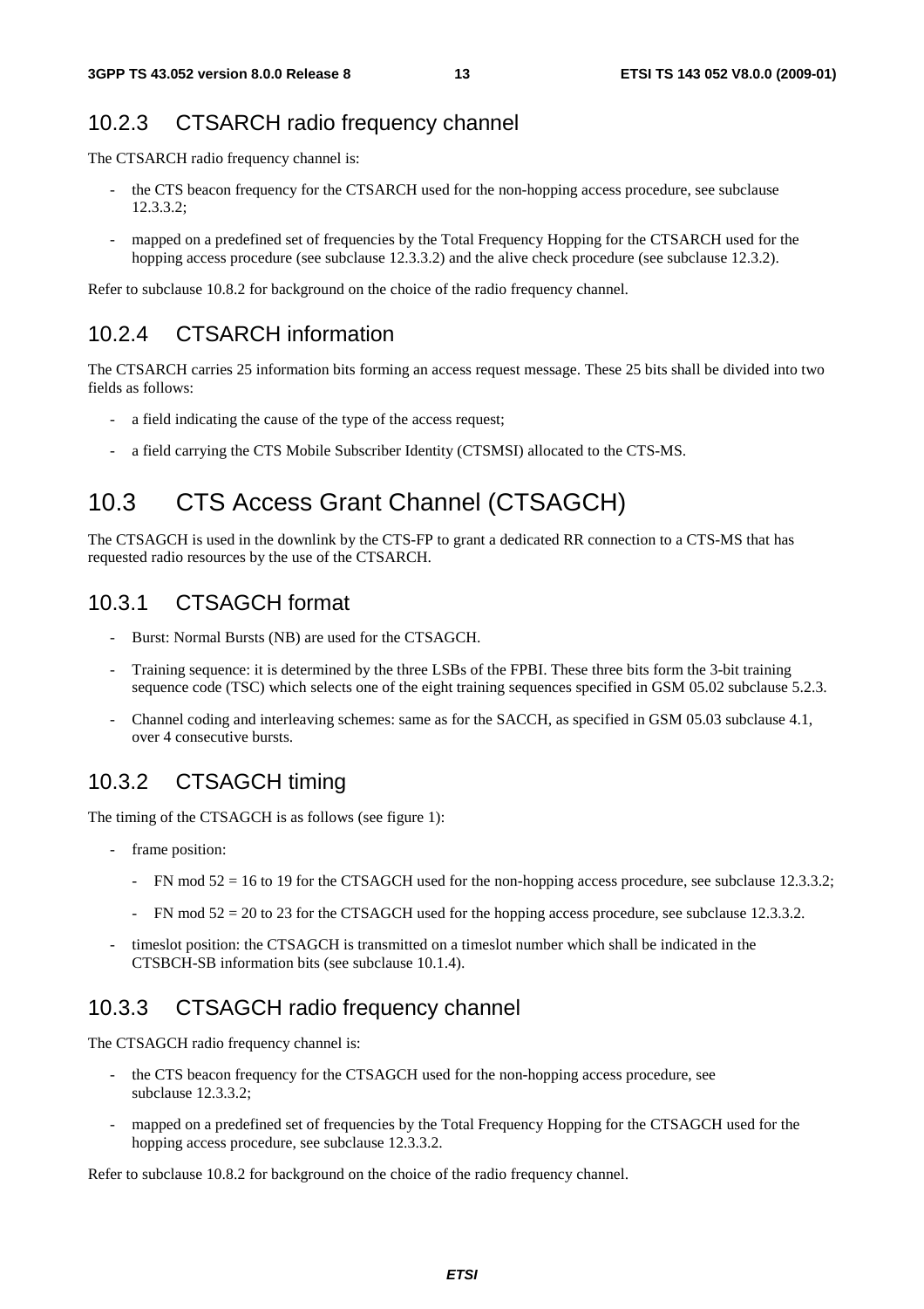### 10.2.3 CTSARCH radio frequency channel

The CTSARCH radio frequency channel is:

- the CTS beacon frequency for the CTSARCH used for the non-hopping access procedure, see subclause 12.3.3.2;
- mapped on a predefined set of frequencies by the Total Frequency Hopping for the CTSARCH used for the hopping access procedure (see subclause 12.3.3.2) and the alive check procedure (see subclause 12.3.2).

Refer to subclause 10.8.2 for background on the choice of the radio frequency channel.

### 10.2.4 CTSARCH information

The CTSARCH carries 25 information bits forming an access request message. These 25 bits shall be divided into two fields as follows:

- a field indicating the cause of the type of the access request;
- a field carrying the CTS Mobile Subscriber Identity (CTSMSI) allocated to the CTS-MS.

## 10.3 CTS Access Grant Channel (CTSAGCH)

The CTSAGCH is used in the downlink by the CTS-FP to grant a dedicated RR connection to a CTS-MS that has requested radio resources by the use of the CTSARCH.

### 10.3.1 CTSAGCH format

- Burst: Normal Bursts (NB) are used for the CTSAGCH.
- Training sequence: it is determined by the three LSBs of the FPBI. These three bits form the 3-bit training sequence code (TSC) which selects one of the eight training sequences specified in GSM 05.02 subclause 5.2.3.
- Channel coding and interleaving schemes: same as for the SACCH, as specified in GSM 05.03 subclause 4.1, over 4 consecutive bursts.

### 10.3.2 CTSAGCH timing

The timing of the CTSAGCH is as follows (see figure 1):

- frame position:
  - FN mod 52 = 16 to 19 for the CTSAGCH used for the non-hopping access procedure, see subclause 12.3.3.2;
  - FN mod 52 = 20 to 23 for the CTSAGCH used for the hopping access procedure, see subclause 12.3.3.2.
- timeslot position: the CTSAGCH is transmitted on a timeslot number which shall be indicated in the CTSBCH-SB information bits (see subclause 10.1.4).

### 10.3.3 CTSAGCH radio frequency channel

The CTSAGCH radio frequency channel is:

- the CTS beacon frequency for the CTSAGCH used for the non-hopping access procedure, see subclause 12.3.3.2;
- mapped on a predefined set of frequencies by the Total Frequency Hopping for the CTSAGCH used for the hopping access procedure, see subclause 12.3.3.2.

Refer to subclause 10.8.2 for background on the choice of the radio frequency channel.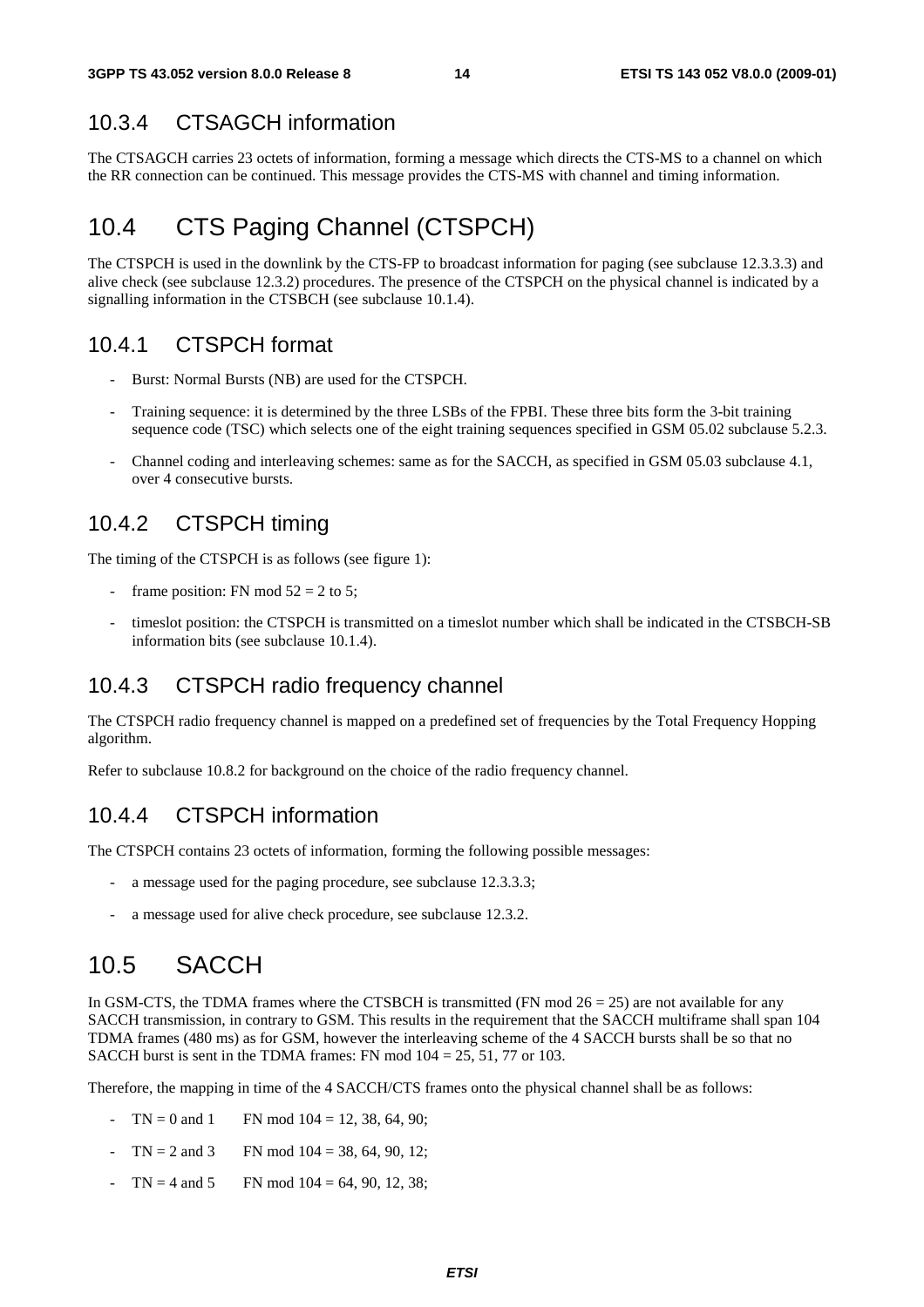### 10.3.4 CTSAGCH information

The CTSAGCH carries 23 octets of information, forming a message which directs the CTS-MS to a channel on which the RR connection can be continued. This message provides the CTS-MS with channel and timing information.

## 10.4 CTS Paging Channel (CTSPCH)

The CTSPCH is used in the downlink by the CTS-FP to broadcast information for paging (see subclause 12.3.3.3) and alive check (see subclause 12.3.2) procedures. The presence of the CTSPCH on the physical channel is indicated by a signalling information in the CTSBCH (see subclause 10.1.4).

### 10.4.1 CTSPCH format

- Burst: Normal Bursts (NB) are used for the CTSPCH.
- Training sequence: it is determined by the three LSBs of the FPBI. These three bits form the 3-bit training sequence code (TSC) which selects one of the eight training sequences specified in GSM 05.02 subclause 5.2.3.
- Channel coding and interleaving schemes: same as for the SACCH, as specified in GSM 05.03 subclause 4.1, over 4 consecutive bursts.

### 10.4.2 CTSPCH timing

The timing of the CTSPCH is as follows (see figure 1):

- frame position: FN mod 52 = 2 to 5;
- timeslot position: the CTSPCH is transmitted on a timeslot number which shall be indicated in the CTSBCH-SB information bits (see subclause 10.1.4).

### 10.4.3 CTSPCH radio frequency channel

The CTSPCH radio frequency channel is mapped on a predefined set of frequencies by the Total Frequency Hopping algorithm.

Refer to subclause 10.8.2 for background on the choice of the radio frequency channel.

### 10.4.4 CTSPCH information

The CTSPCH contains 23 octets of information, forming the following possible messages:

- a message used for the paging procedure, see subclause 12.3.3.3;
- a message used for alive check procedure, see subclause 12.3.2.

## 10.5 SACCH

In GSM-CTS, the TDMA frames where the CTSBCH is transmitted (FN mod 26 = 25) are not available for any SACCH transmission, in contrary to GSM. This results in the requirement that the SACCH multiframe shall span 104 TDMA frames (480 ms) as for GSM, however the interleaving scheme of the 4 SACCH bursts shall be so that no SACCH burst is sent in the TDMA frames: FN mod 104 = 25, 51, 77 or 103.

Therefore, the mapping in time of the 4 SACCH/CTS frames onto the physical channel shall be as follows:

- TN = 0 and 1 FN mod 104 = 12, 38, 64, 90;
- TN = 2 and 3 FN mod 104 = 38, 64, 90, 12;
- TN = 4 and 5 FN mod 104 = 64, 90, 12, 38;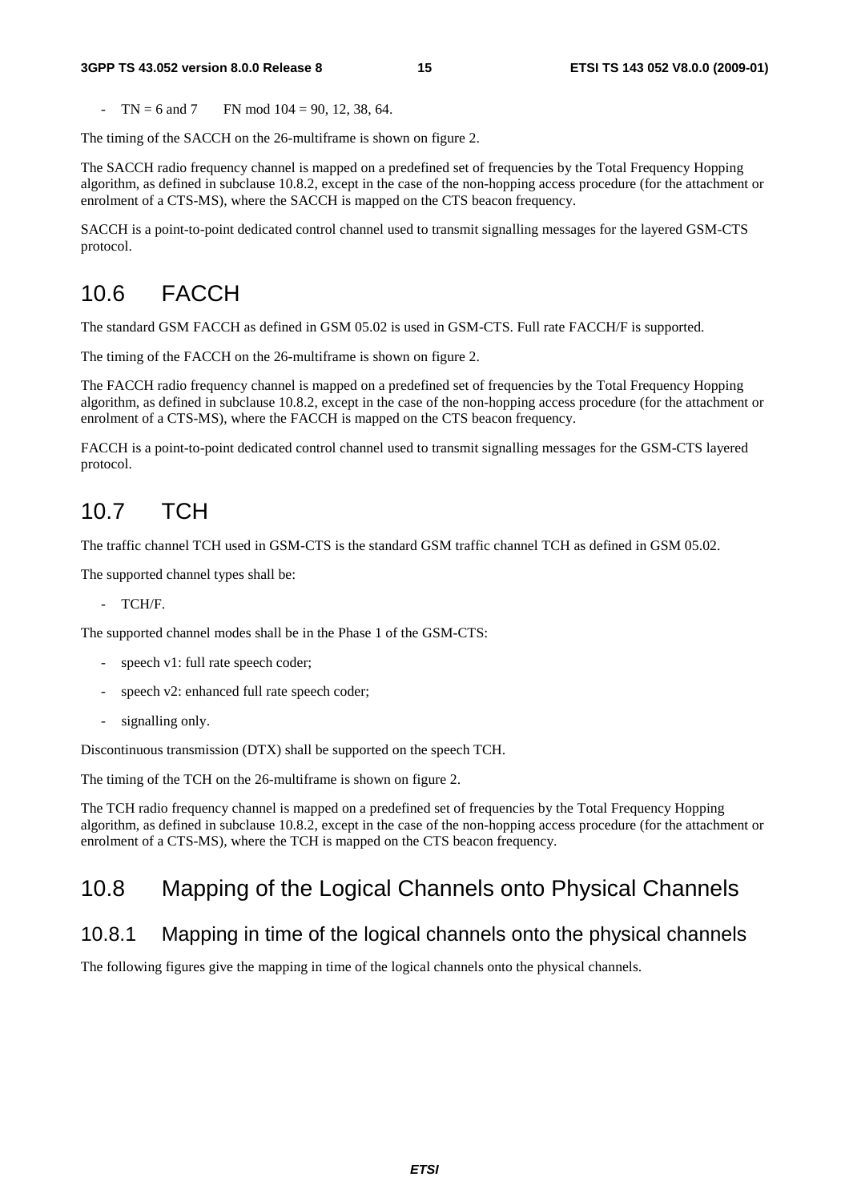- TN = 6 and 7 FN mod 104 = 90, 12, 38, 64.

The timing of the SACCH on the 26-multiframe is shown on figure 2.

The SACCH radio frequency channel is mapped on a predefined set of frequencies by the Total Frequency Hopping algorithm, as defined in subclause 10.8.2, except in the case of the non-hopping access procedure (for the attachment or enrolment of a CTS-MS), where the SACCH is mapped on the CTS beacon frequency.

SACCH is a point-to-point dedicated control channel used to transmit signalling messages for the layered GSM-CTS protocol.

## 10.6 FACCH

The standard GSM FACCH as defined in GSM 05.02 is used in GSM-CTS. Full rate FACCH/F is supported.

The timing of the FACCH on the 26-multiframe is shown on figure 2.

The FACCH radio frequency channel is mapped on a predefined set of frequencies by the Total Frequency Hopping algorithm, as defined in subclause 10.8.2, except in the case of the non-hopping access procedure (for the attachment or enrolment of a CTS-MS), where the FACCH is mapped on the CTS beacon frequency.

FACCH is a point-to-point dedicated control channel used to transmit signalling messages for the GSM-CTS layered protocol.

## 10.7 TCH

The traffic channel TCH used in GSM-CTS is the standard GSM traffic channel TCH as defined in GSM 05.02.

The supported channel types shall be:

- TCH/F.

The supported channel modes shall be in the Phase 1 of the GSM-CTS:

- speech v1: full rate speech coder;
- speech v2: enhanced full rate speech coder;
- signalling only.

Discontinuous transmission (DTX) shall be supported on the speech TCH.

The timing of the TCH on the 26-multiframe is shown on figure 2.

The TCH radio frequency channel is mapped on a predefined set of frequencies by the Total Frequency Hopping algorithm, as defined in subclause 10.8.2, except in the case of the non-hopping access procedure (for the attachment or enrolment of a CTS-MS), where the TCH is mapped on the CTS beacon frequency.

## 10.8 Mapping of the Logical Channels onto Physical Channels

### 10.8.1 Mapping in time of the logical channels onto the physical channels

The following figures give the mapping in time of the logical channels onto the physical channels.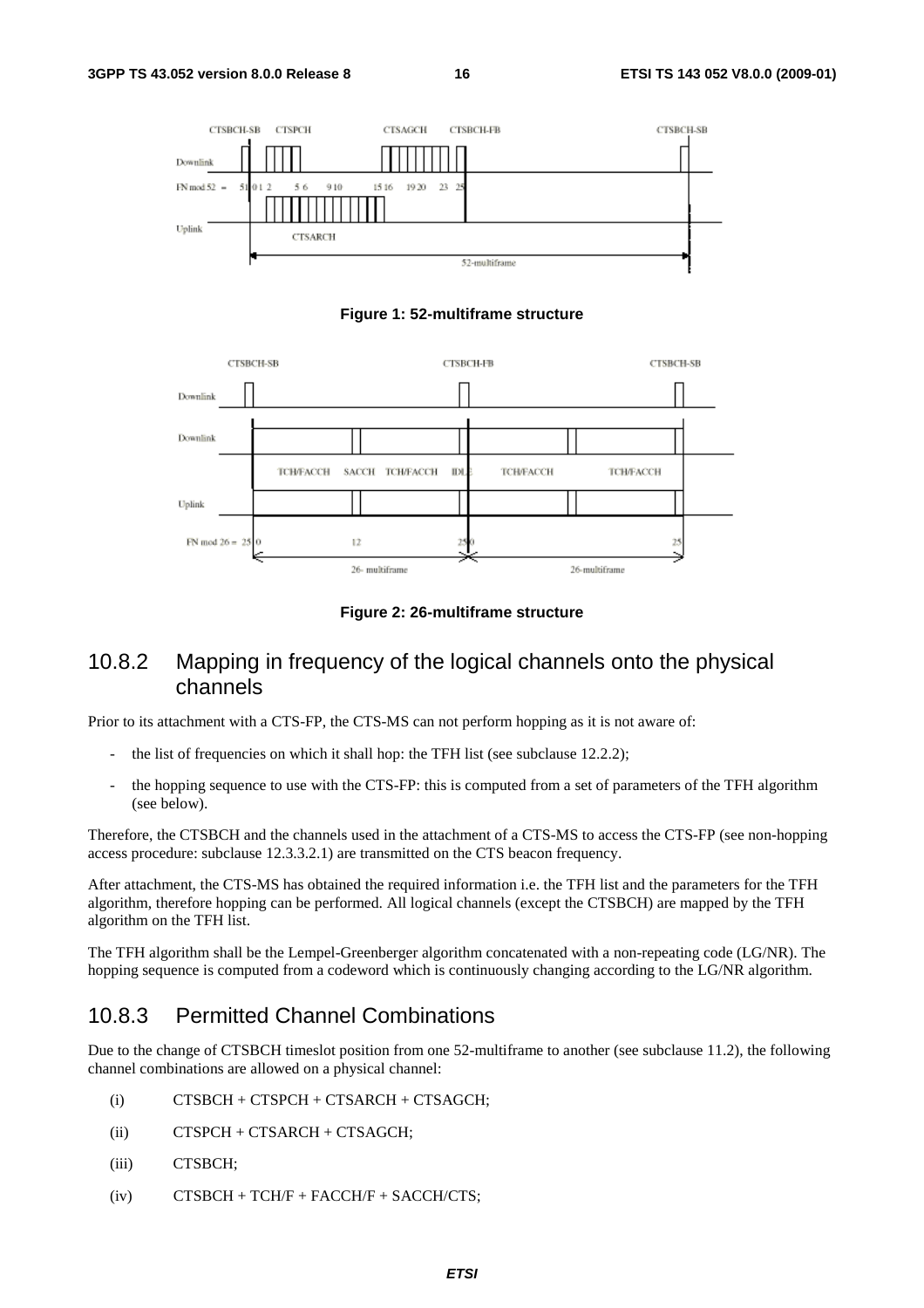**Figure 1: 52-multiframe structure**

**Figure 2: 26-multiframe structure**

### 10.8.2 Mapping in frequency of the logical channels onto the physical channels

Prior to its attachment with a CTS-FP, the CTS-MS can not perform hopping as it is not aware of:

- the list of frequencies on which it shall hop: the TFH list (see subclause 12.2.2);
- the hopping sequence to use with the CTS-FP: this is computed from a set of parameters of the TFH algorithm (see below).

Therefore, the CTSBCH and the channels used in the attachment of a CTS-MS to access the CTS-FP (see non-hopping access procedure: subclause 12.3.3.2.1) are transmitted on the CTS beacon frequency.

After attachment, the CTS-MS has obtained the required information i.e. the TFH list and the parameters for the TFH algorithm, therefore hopping can be performed. All logical channels (except the CTSBCH) are mapped by the TFH algorithm on the TFH list.

The TFH algorithm shall be the Lempel-Greenberger algorithm concatenated with a non-repeating code (LG/NR). The hopping sequence is computed from a codeword which is continuously changing according to the LG/NR algorithm.

### 10.8.3 Permitted Channel Combinations

Due to the change of CTSBCH timeslot position from one 52-multiframe to another (see subclause 11.2), the following channel combinations are allowed on a physical channel:

(i) CTSBCH + CTSPCH + CTSARCH + CTSAGCH;

(ii) CTSPCH + CTSARCH + CTSAGCH;

(iii) CTSBCH;

(iv) CTSBCH + TCH/F + FACCH/F + SACCH/CTS;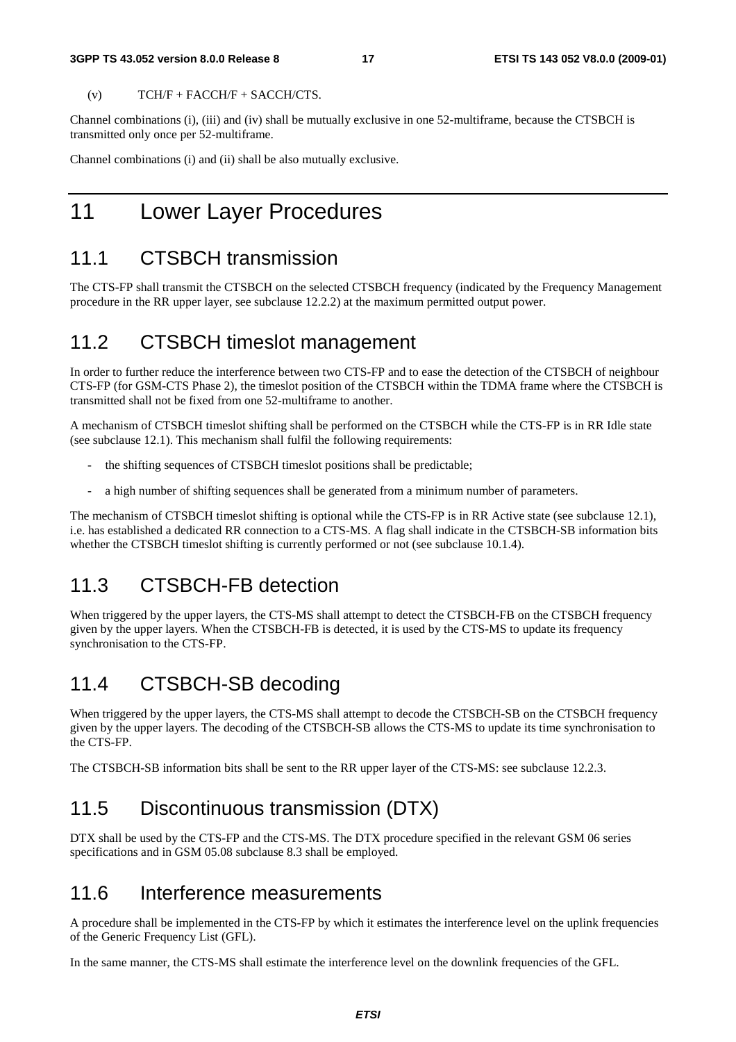(v) TCH/F + FACCH/F + SACCH/CTS.

Channel combinations (i), (iii) and (iv) shall be mutually exclusive in one 52-multiframe, because the CTSBCH is transmitted only once per 52-multiframe.

Channel combinations (i) and (ii) shall be also mutually exclusive.

# 11 Lower Layer Procedures

## 11.1 CTSBCH transmission

The CTS-FP shall transmit the CTSBCH on the selected CTSBCH frequency (indicated by the Frequency Management procedure in the RR upper layer, see subclause 12.2.2) at the maximum permitted output power.

## 11.2 CTSBCH timeslot management

In order to further reduce the interference between two CTS-FP and to ease the detection of the CTSBCH of neighbour CTS-FP (for GSM-CTS Phase 2), the timeslot position of the CTSBCH within the TDMA frame where the CTSBCH is transmitted shall not be fixed from one 52-multiframe to another.

A mechanism of CTSBCH timeslot shifting shall be performed on the CTSBCH while the CTS-FP is in RR Idle state (see subclause 12.1). This mechanism shall fulfil the following requirements:

- the shifting sequences of CTSBCH timeslot positions shall be predictable;
- a high number of shifting sequences shall be generated from a minimum number of parameters.

The mechanism of CTSBCH timeslot shifting is optional while the CTS-FP is in RR Active state (see subclause 12.1), i.e. has established a dedicated RR connection to a CTS-MS. A flag shall indicate in the CTSBCH-SB information bits whether the CTSBCH timeslot shifting is currently performed or not (see subclause 10.1.4).

## 11.3 CTSBCH-FB detection

When triggered by the upper layers, the CTS-MS shall attempt to detect the CTSBCH-FB on the CTSBCH frequency given by the upper layers. When the CTSBCH-FB is detected, it is used by the CTS-MS to update its frequency synchronisation to the CTS-FP.

## 11.4 CTSBCH-SB decoding

When triggered by the upper layers, the CTS-MS shall attempt to decode the CTSBCH-SB on the CTSBCH frequency given by the upper layers. The decoding of the CTSBCH-SB allows the CTS-MS to update its time synchronisation to the CTS-FP.

The CTSBCH-SB information bits shall be sent to the RR upper layer of the CTS-MS: see subclause 12.2.3.

## 11.5 Discontinuous transmission (DTX)

DTX shall be used by the CTS-FP and the CTS-MS. The DTX procedure specified in the relevant GSM 06 series specifications and in GSM 05.08 subclause 8.3 shall be employed.

## 11.6 Interference measurements

A procedure shall be implemented in the CTS-FP by which it estimates the interference level on the uplink frequencies of the Generic Frequency List (GFL).

In the same manner, the CTS-MS shall estimate the interference level on the downlink frequencies of the GFL.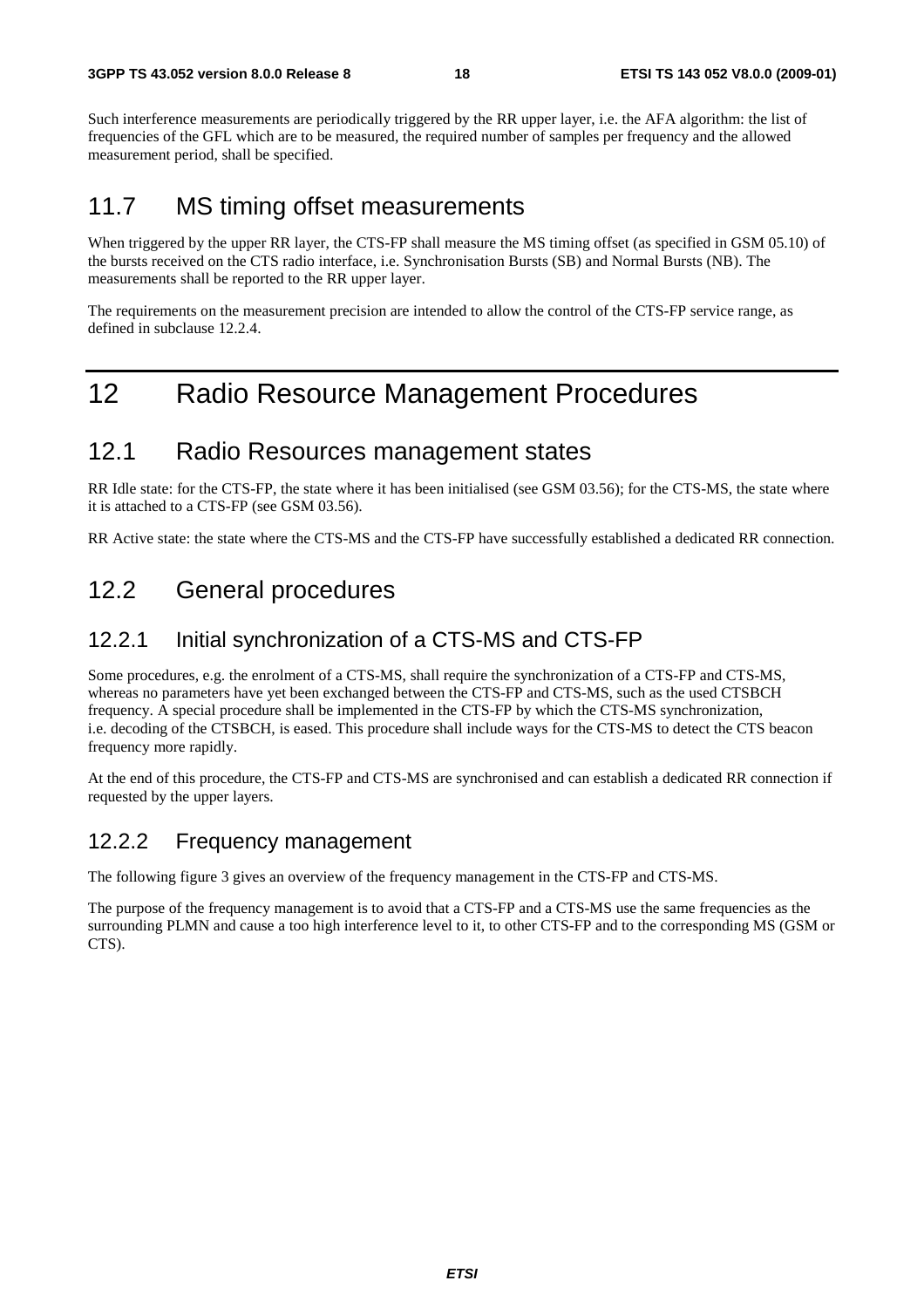Such interference measurements are periodically triggered by the RR upper layer, i.e. the AFA algorithm: the list of frequencies of the GFL which are to be measured, the required number of samples per frequency and the allowed measurement period, shall be specified.

## 11.7 MS timing offset measurements

When triggered by the upper RR layer, the CTS-FP shall measure the MS timing offset (as specified in GSM 05.10) of the bursts received on the CTS radio interface, i.e. Synchronisation Bursts (SB) and Normal Bursts (NB). The measurements shall be reported to the RR upper layer.

The requirements on the measurement precision are intended to allow the control of the CTS-FP service range, as defined in subclause 12.2.4.

# 12 Radio Resource Management Procedures

## 12.1 Radio Resources management states

RR Idle state: for the CTS-FP, the state where it has been initialised (see GSM 03.56); for the CTS-MS, the state where it is attached to a CTS-FP (see GSM 03.56).

RR Active state: the state where the CTS-MS and the CTS-FP have successfully established a dedicated RR connection.

## 12.2 General procedures

### 12.2.1 Initial synchronization of a CTS-MS and CTS-FP

Some procedures, e.g. the enrolment of a CTS-MS, shall require the synchronization of a CTS-FP and CTS-MS, whereas no parameters have yet been exchanged between the CTS-FP and CTS-MS, such as the used CTSBCH frequency. A special procedure shall be implemented in the CTS-FP by which the CTS-MS synchronization, i.e. decoding of the CTSBCH, is eased. This procedure shall include ways for the CTS-MS to detect the CTS beacon frequency more rapidly.

At the end of this procedure, the CTS-FP and CTS-MS are synchronised and can establish a dedicated RR connection if requested by the upper layers.

### 12.2.2 Frequency management

The following figure 3 gives an overview of the frequency management in the CTS-FP and CTS-MS.

The purpose of the frequency management is to avoid that a CTS-FP and a CTS-MS use the same frequencies as the surrounding PLMN and cause a too high interference level to it, to other CTS-FP and to the corresponding MS (GSM or CTS).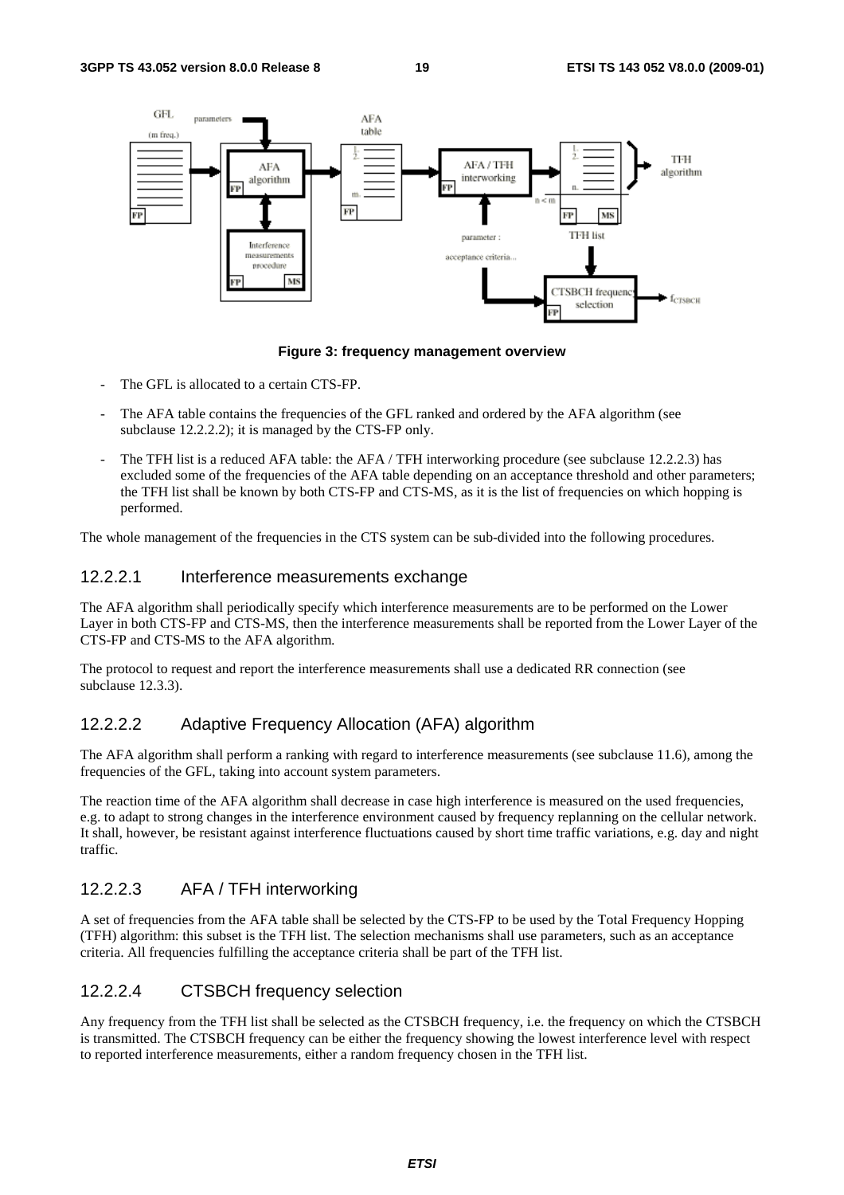**Figure 3: frequency management overview**

- The GFL is allocated to a certain CTS-FP.
- The AFA table contains the frequencies of the GFL ranked and ordered by the AFA algorithm (see subclause 12.2.2.2); it is managed by the CTS-FP only.
- The TFH list is a reduced AFA table: the AFA / TFH interworking procedure (see subclause 12.2.2.3) has excluded some of the frequencies of the AFA table depending on an acceptance threshold and other parameters; the TFH list shall be known by both CTS-FP and CTS-MS, as it is the list of frequencies on which hopping is performed.

The whole management of the frequencies in the CTS system can be sub-divided into the following procedures.

#### 12.2.2.1 Interference measurements exchange

The AFA algorithm shall periodically specify which interference measurements are to be performed on the Lower Layer in both CTS-FP and CTS-MS, then the interference measurements shall be reported from the Lower Layer of the CTS-FP and CTS-MS to the AFA algorithm.

The protocol to request and report the interference measurements shall use a dedicated RR connection (see subclause 12.3.3).

#### 12.2.2.2 Adaptive Frequency Allocation (AFA) algorithm

The AFA algorithm shall perform a ranking with regard to interference measurements (see subclause 11.6), among the frequencies of the GFL, taking into account system parameters.

The reaction time of the AFA algorithm shall decrease in case high interference is measured on the used frequencies, e.g. to adapt to strong changes in the interference environment caused by frequency replanning on the cellular network. It shall, however, be resistant against interference fluctuations caused by short time traffic variations, e.g. day and night traffic.

#### 12.2.2.3 AFA / TFH interworking

A set of frequencies from the AFA table shall be selected by the CTS-FP to be used by the Total Frequency Hopping (TFH) algorithm: this subset is the TFH list. The selection mechanisms shall use parameters, such as an acceptance criteria. All frequencies fulfilling the acceptance criteria shall be part of the TFH list.

#### 12.2.2.4 CTSBCH frequency selection

Any frequency from the TFH list shall be selected as the CTSBCH frequency, i.e. the frequency on which the CTSBCH is transmitted. The CTSBCH frequency can be either the frequency showing the lowest interference level with respect to reported interference measurements, either a random frequency chosen in the TFH list.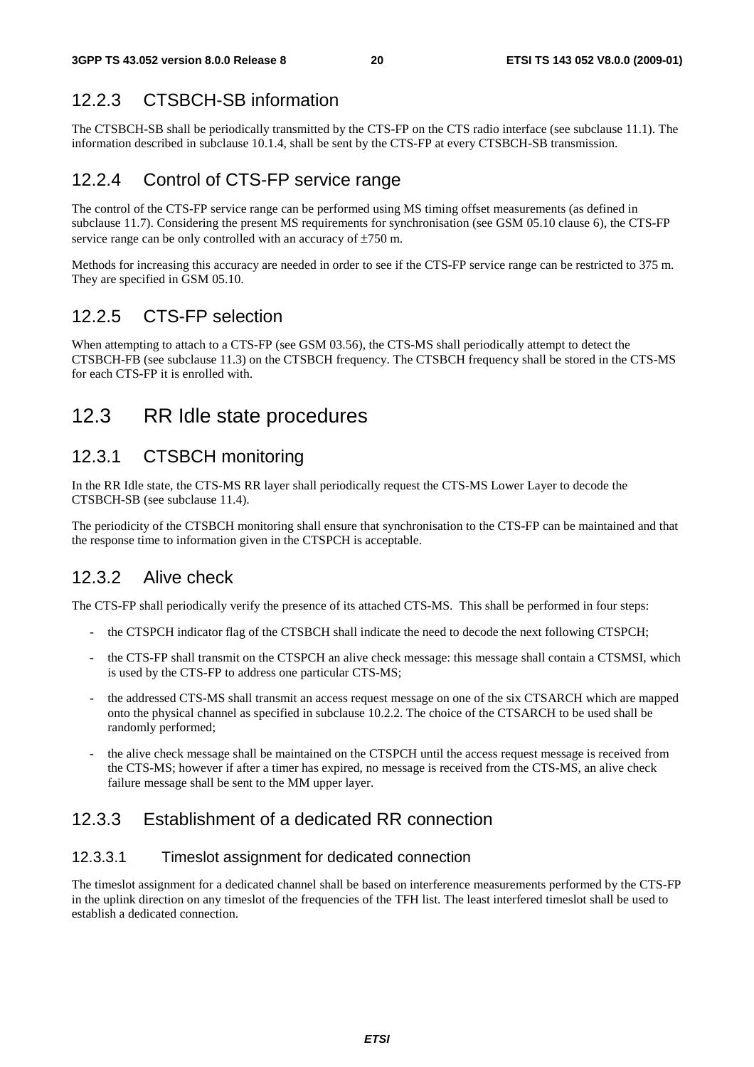### 12.2.3 CTSBCH-SB information

The CTSBCH-SB shall be periodically transmitted by the CTS-FP on the CTS radio interface (see subclause 11.1). The information described in subclause 10.1.4, shall be sent by the CTS-FP at every CTSBCH-SB transmission.

### 12.2.4 Control of CTS-FP service range

The control of the CTS-FP service range can be performed using MS timing offset measurements (as defined in subclause 11.7). Considering the present MS requirements for synchronisation (see GSM 05.10 clause 6), the CTS-FP service range can be only controlled with an accuracy of ±750 m.

Methods for increasing this accuracy are needed in order to see if the CTS-FP service range can be restricted to 375 m. They are specified in GSM 05.10.

### 12.2.5 CTS-FP selection

When attempting to attach to a CTS-FP (see GSM 03.56), the CTS-MS shall periodically attempt to detect the CTSBCH-FB (see subclause 11.3) on the CTSBCH frequency. The CTSBCH frequency shall be stored in the CTS-MS for each CTS-FP it is enrolled with.

## 12.3 RR Idle state procedures

### 12.3.1 CTSBCH monitoring

In the RR Idle state, the CTS-MS RR layer shall periodically request the CTS-MS Lower Layer to decode the CTSBCH-SB (see subclause 11.4).

The periodicity of the CTSBCH monitoring shall ensure that synchronisation to the CTS-FP can be maintained and that the response time to information given in the CTSPCH is acceptable.

### 12.3.2 Alive check

The CTS-FP shall periodically verify the presence of its attached CTS-MS. This shall be performed in four steps:

- the CTSPCH indicator flag of the CTSBCH shall indicate the need to decode the next following CTSPCH;
- the CTS-FP shall transmit on the CTSPCH an alive check message: this message shall contain a CTSMSI, which is used by the CTS-FP to address one particular CTS-MS;
- the addressed CTS-MS shall transmit an access request message on one of the six CTSARCH which are mapped onto the physical channel as specified in subclause 10.2.2. The choice of the CTSARCH to be used shall be randomly performed;
- the alive check message shall be maintained on the CTSPCH until the access request message is received from the CTS-MS; however if after a timer has expired, no message is received from the CTS-MS, an alive check failure message shall be sent to the MM upper layer.

### 12.3.3 Establishment of a dedicated RR connection

#### 12.3.3.1 Timeslot assignment for dedicated connection

The timeslot assignment for a dedicated channel shall be based on interference measurements performed by the CTS-FP in the uplink direction on any timeslot of the frequencies of the TFH list. The least interfered timeslot shall be used to establish a dedicated connection.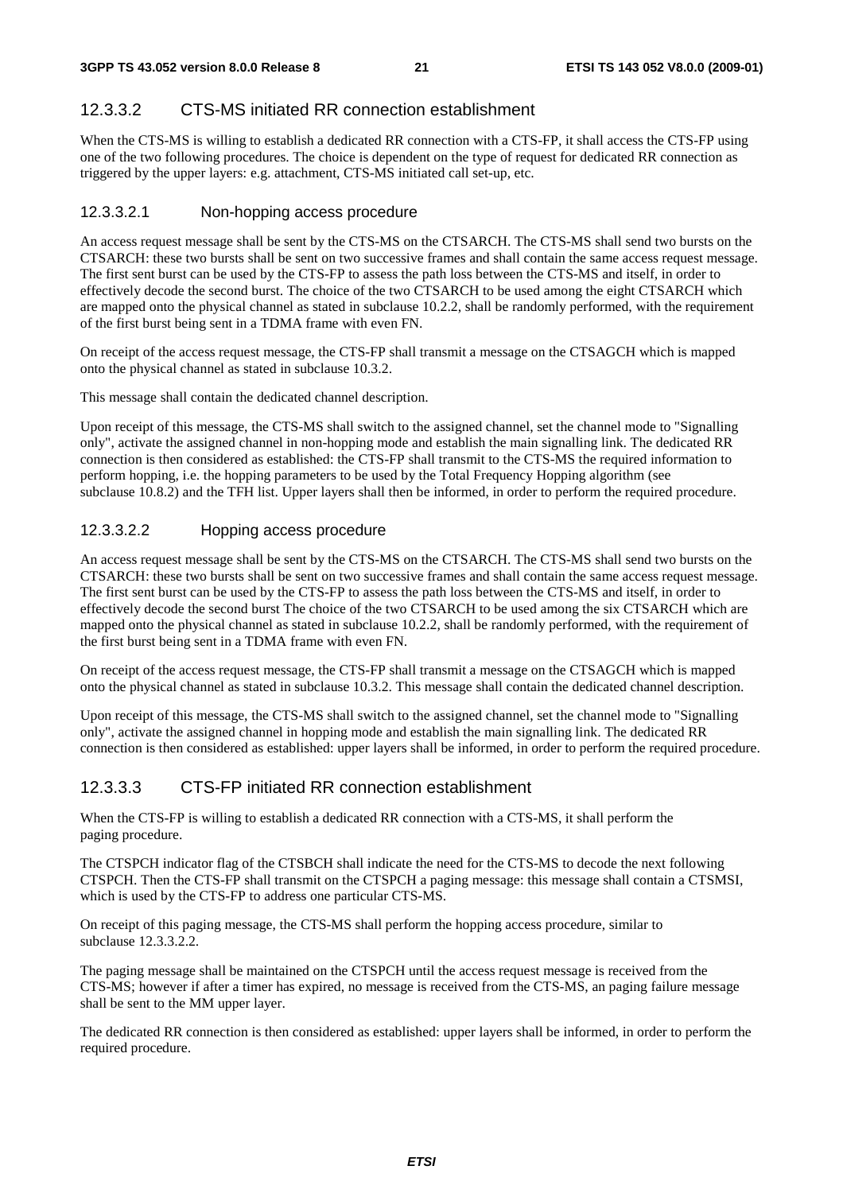### 12.3.3.2 CTS-MS initiated RR connection establishment

When the CTS-MS is willing to establish a dedicated RR connection with a CTS-FP, it shall access the CTS-FP using one of the two following procedures. The choice is dependent on the type of request for dedicated RR connection as triggered by the upper layers: e.g. attachment, CTS-MS initiated call set-up, etc.

#### 12.3.3.2.1 Non-hopping access procedure

An access request message shall be sent by the CTS-MS on the CTSARCH. The CTS-MS shall send two bursts on the CTSARCH: these two bursts shall be sent on two successive frames and shall contain the same access request message. The first sent burst can be used by the CTS-FP to assess the path loss between the CTS-MS and itself, in order to effectively decode the second burst. The choice of the two CTSARCH to be used among the eight CTSARCH which are mapped onto the physical channel as stated in subclause 10.2.2, shall be randomly performed, with the requirement of the first burst being sent in a TDMA frame with even FN.

On receipt of the access request message, the CTS-FP shall transmit a message on the CTSAGCH which is mapped onto the physical channel as stated in subclause 10.3.2.

This message shall contain the dedicated channel description.

Upon receipt of this message, the CTS-MS shall switch to the assigned channel, set the channel mode to "Signalling only", activate the assigned channel in non-hopping mode and establish the main signalling link. The dedicated RR connection is then considered as established: the CTS-FP shall transmit to the CTS-MS the required information to perform hopping, i.e. the hopping parameters to be used by the Total Frequency Hopping algorithm (see subclause 10.8.2) and the TFH list. Upper layers shall then be informed, in order to perform the required procedure.

#### 12.3.3.2.2 Hopping access procedure

An access request message shall be sent by the CTS-MS on the CTSARCH. The CTS-MS shall send two bursts on the CTSARCH: these two bursts shall be sent on two successive frames and shall contain the same access request message. The first sent burst can be used by the CTS-FP to assess the path loss between the CTS-MS and itself, in order to effectively decode the second burst The choice of the two CTSARCH to be used among the six CTSARCH which are mapped onto the physical channel as stated in subclause 10.2.2, shall be randomly performed, with the requirement of the first burst being sent in a TDMA frame with even FN.

On receipt of the access request message, the CTS-FP shall transmit a message on the CTSAGCH which is mapped onto the physical channel as stated in subclause 10.3.2. This message shall contain the dedicated channel description.

Upon receipt of this message, the CTS-MS shall switch to the assigned channel, set the channel mode to "Signalling only", activate the assigned channel in hopping mode and establish the main signalling link. The dedicated RR connection is then considered as established: upper layers shall be informed, in order to perform the required procedure.

### 12.3.3.3 CTS-FP initiated RR connection establishment

When the CTS-FP is willing to establish a dedicated RR connection with a CTS-MS, it shall perform the paging procedure.

The CTSPCH indicator flag of the CTSBCH shall indicate the need for the CTS-MS to decode the next following CTSPCH. Then the CTS-FP shall transmit on the CTSPCH a paging message: this message shall contain a CTSMSI, which is used by the CTS-FP to address one particular CTS-MS.

On receipt of this paging message, the CTS-MS shall perform the hopping access procedure, similar to subclause 12.3.3.2.2.

The paging message shall be maintained on the CTSPCH until the access request message is received from the CTS-MS; however if after a timer has expired, no message is received from the CTS-MS, an paging failure message shall be sent to the MM upper layer.

The dedicated RR connection is then considered as established: upper layers shall be informed, in order to perform the required procedure.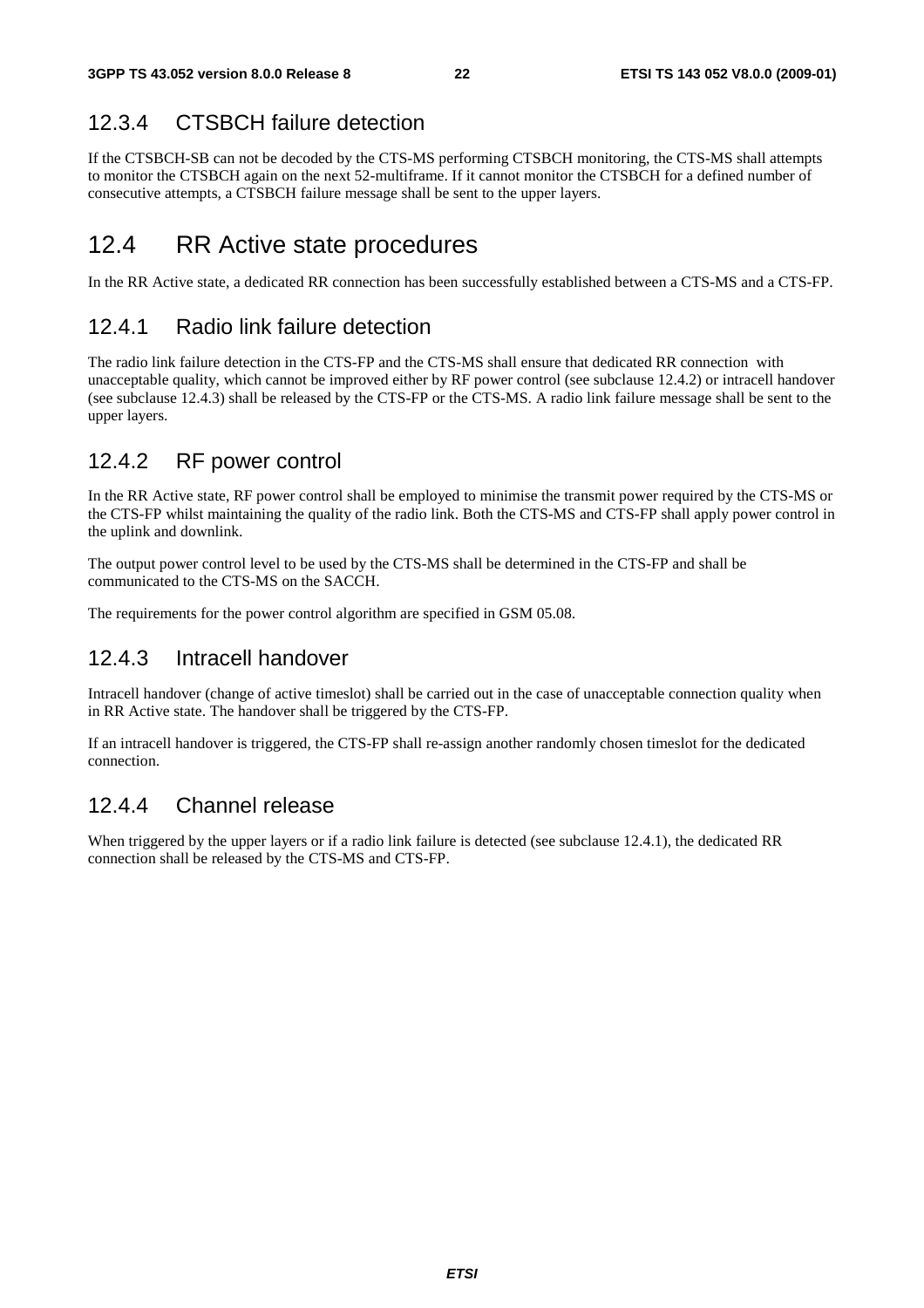### 12.3.4 CTSBCH failure detection

If the CTSBCH-SB can not be decoded by the CTS-MS performing CTSBCH monitoring, the CTS-MS shall attempts to monitor the CTSBCH again on the next 52-multiframe. If it cannot monitor the CTSBCH for a defined number of consecutive attempts, a CTSBCH failure message shall be sent to the upper layers.

## 12.4 RR Active state procedures

In the RR Active state, a dedicated RR connection has been successfully established between a CTS-MS and a CTS-FP.

### 12.4.1 Radio link failure detection

The radio link failure detection in the CTS-FP and the CTS-MS shall ensure that dedicated RR connection with unacceptable quality, which cannot be improved either by RF power control (see subclause 12.4.2) or intracell handover (see subclause 12.4.3) shall be released by the CTS-FP or the CTS-MS. A radio link failure message shall be sent to the upper layers.

### 12.4.2 RF power control

In the RR Active state, RF power control shall be employed to minimise the transmit power required by the CTS-MS or the CTS-FP whilst maintaining the quality of the radio link. Both the CTS-MS and CTS-FP shall apply power control in the uplink and downlink.

The output power control level to be used by the CTS-MS shall be determined in the CTS-FP and shall be communicated to the CTS-MS on the SACCH.

The requirements for the power control algorithm are specified in GSM 05.08.

### 12.4.3 Intracell handover

Intracell handover (change of active timeslot) shall be carried out in the case of unacceptable connection quality when in RR Active state. The handover shall be triggered by the CTS-FP.

If an intracell handover is triggered, the CTS-FP shall re-assign another randomly chosen timeslot for the dedicated connection.

### 12.4.4 Channel release

When triggered by the upper layers or if a radio link failure is detected (see subclause 12.4.1), the dedicated RR connection shall be released by the CTS-MS and CTS-FP.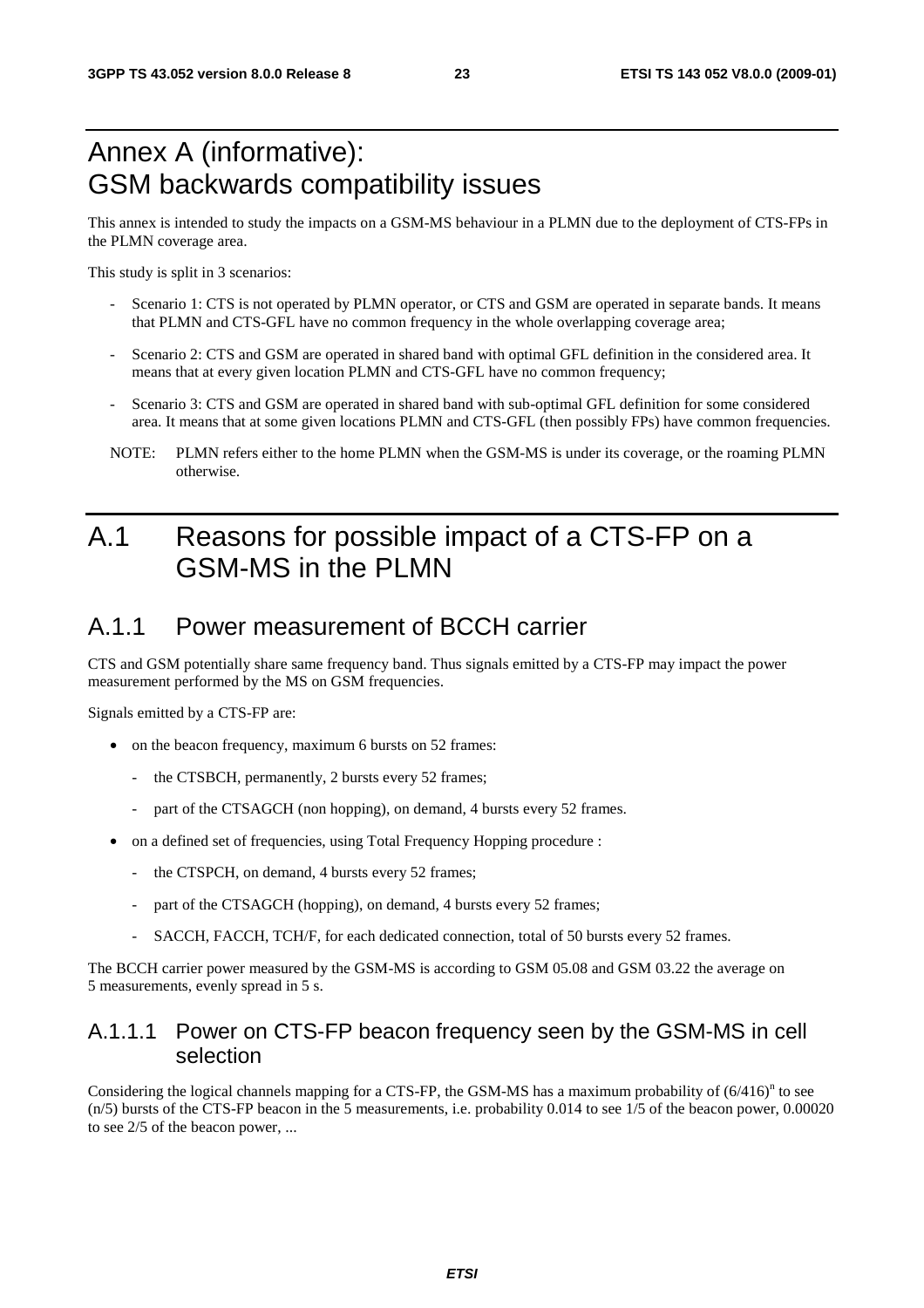# Annex A (informative): GSM backwards compatibility issues

This annex is intended to study the impacts on a GSM-MS behaviour in a PLMN due to the deployment of CTS-FPs in the PLMN coverage area.

This study is split in 3 scenarios:

- Scenario 1: CTS is not operated by PLMN operator, or CTS and GSM are operated in separate bands. It means that PLMN and CTS-GFL have no common frequency in the whole overlapping coverage area;
- Scenario 2: CTS and GSM are operated in shared band with optimal GFL definition in the considered area. It means that at every given location PLMN and CTS-GFL have no common frequency;
- Scenario 3: CTS and GSM are operated in shared band with sub-optimal GFL definition for some considered area. It means that at some given locations PLMN and CTS-GFL (then possibly FPs) have common frequencies.

NOTE: PLMN refers either to the home PLMN when the GSM-MS is under its coverage, or the roaming PLMN otherwise.

# A.1 Reasons for possible impact of a CTS-FP on a GSM-MS in the PLMN

## A.1.1 Power measurement of BCCH carrier

CTS and GSM potentially share same frequency band. Thus signals emitted by a CTS-FP may impact the power measurement performed by the MS on GSM frequencies.

Signals emitted by a CTS-FP are:

- on the beacon frequency, maximum 6 bursts on 52 frames:
  - the CTSBCH, permanently, 2 bursts every 52 frames;
  - part of the CTSAGCH (non hopping), on demand, 4 bursts every 52 frames.
- on a defined set of frequencies, using Total Frequency Hopping procedure :
  - the CTSPCH, on demand, 4 bursts every 52 frames;
  - part of the CTSAGCH (hopping), on demand, 4 bursts every 52 frames;
  - SACCH, FACCH, TCH/F, for each dedicated connection, total of 50 bursts every 52 frames.

The BCCH carrier power measured by the GSM-MS is according to GSM 05.08 and GSM 03.22 the average on 5 measurements, evenly spread in 5 s.

### A.1.1.1 Power on CTS-FP beacon frequency seen by the GSM-MS in cell selection

Considering the logical channels mapping for a CTS-FP, the GSM-MS has a maximum probability of $(6/416)^n$ to see $(n/5)$ bursts of the CTS-FP beacon in the 5 measurements, i.e. probability 0.014 to see 1/5 of the beacon power, 0.00020 to see 2/5 of the beacon power, ...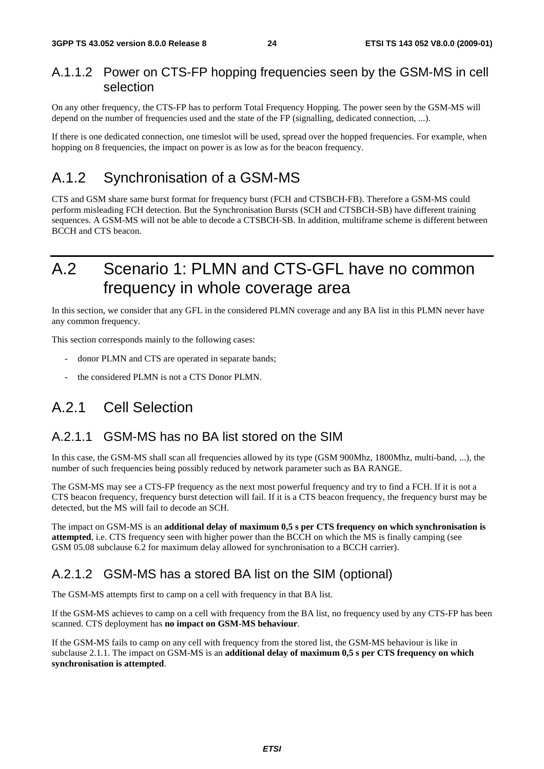### A.1.1.2 Power on CTS-FP hopping frequencies seen by the GSM-MS in cell selection

On any other frequency, the CTS-FP has to perform Total Frequency Hopping. The power seen by the GSM-MS will depend on the number of frequencies used and the state of the FP (signalling, dedicated connection, ...).

If there is one dedicated connection, one timeslot will be used, spread over the hopped frequencies. For example, when hopping on 8 frequencies, the impact on power is as low as for the beacon frequency.

## A.1.2 Synchronisation of a GSM-MS

CTS and GSM share same burst format for frequency burst (FCH and CTSBCH-FB). Therefore a GSM-MS could perform misleading FCH detection. But the Synchronisation Bursts (SCH and CTSBCH-SB) have different training sequences. A GSM-MS will not be able to decode a CTSBCH-SB. In addition, multiframe scheme is different between BCCH and CTS beacon.

# A.2 Scenario 1: PLMN and CTS-GFL have no common frequency in whole coverage area

In this section, we consider that any GFL in the considered PLMN coverage and any BA list in this PLMN never have any common frequency.

This section corresponds mainly to the following cases:

- donor PLMN and CTS are operated in separate bands;
- the considered PLMN is not a CTS Donor PLMN.

## A.2.1 Cell Selection

### A.2.1.1 GSM-MS has no BA list stored on the SIM

In this case, the GSM-MS shall scan all frequencies allowed by its type (GSM 900Mhz, 1800Mhz, multi-band, ...), the number of such frequencies being possibly reduced by network parameter such as BA RANGE.

The GSM-MS may see a CTS-FP frequency as the next most powerful frequency and try to find a FCH. If it is not a CTS beacon frequency, frequency burst detection will fail. If it is a CTS beacon frequency, the frequency burst may be detected, but the MS will fail to decode an SCH.

The impact on GSM-MS is an **additional delay of maximum 0,5 s per CTS frequency on which synchronisation is attempted**, i.e. CTS frequency seen with higher power than the BCCH on which the MS is finally camping (see GSM 05.08 subclause 6.2 for maximum delay allowed for synchronisation to a BCCH carrier).

### A.2.1.2 GSM-MS has a stored BA list on the SIM (optional)

The GSM-MS attempts first to camp on a cell with frequency in that BA list.

If the GSM-MS achieves to camp on a cell with frequency from the BA list, no frequency used by any CTS-FP has been scanned. CTS deployment has **no impact on GSM-MS behaviour**.

If the GSM-MS fails to camp on any cell with frequency from the stored list, the GSM-MS behaviour is like in subclause 2.1.1. The impact on GSM-MS is an **additional delay of maximum 0,5 s per CTS frequency on which synchronisation is attempted**.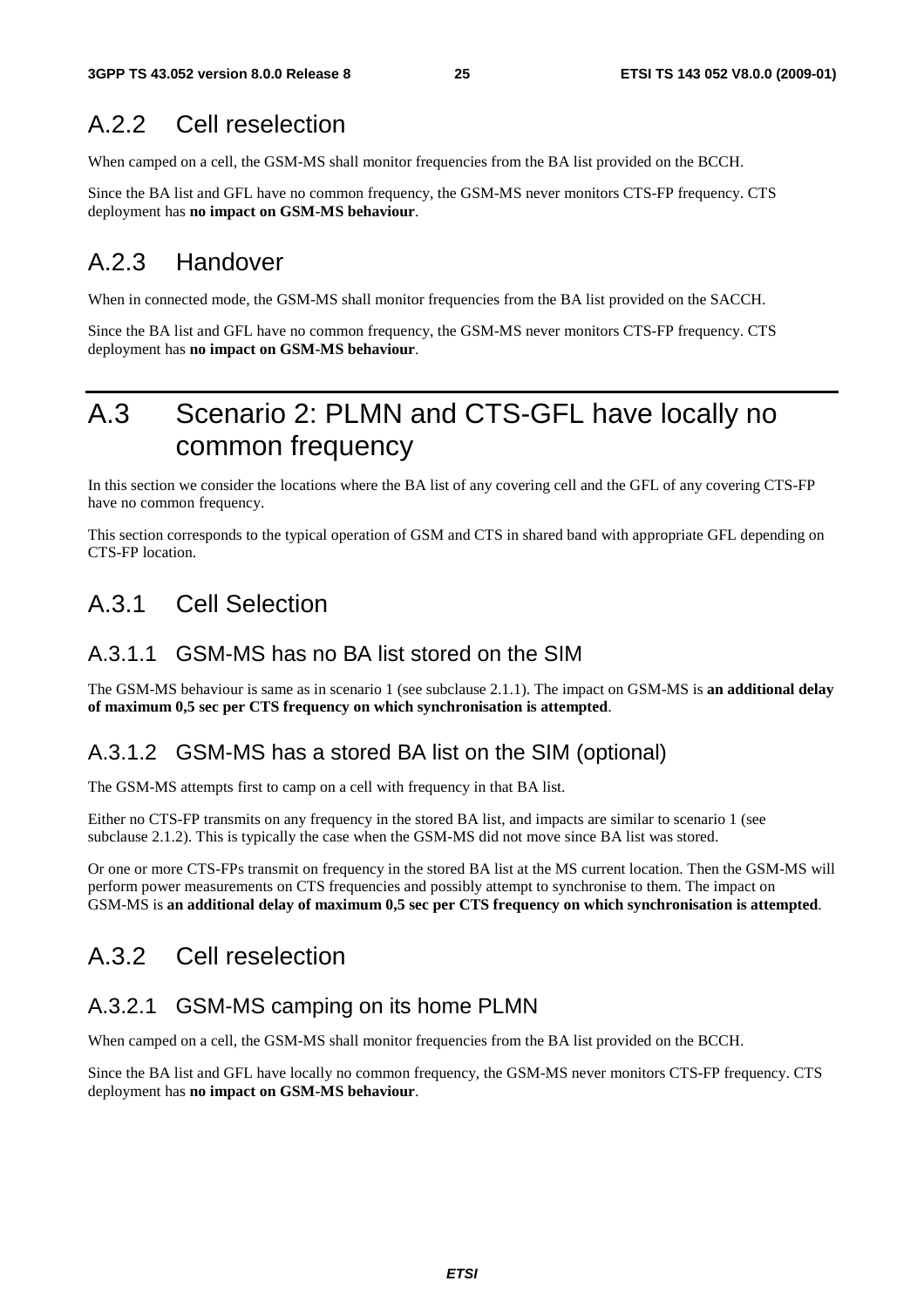### A.2.2 Cell reselection

When camped on a cell, the GSM-MS shall monitor frequencies from the BA list provided on the BCCH.

Since the BA list and GFL have no common frequency, the GSM-MS never monitors CTS-FP frequency. CTS deployment has **no impact on GSM-MS behaviour**.

### A.2.3 Handover

When in connected mode, the GSM-MS shall monitor frequencies from the BA list provided on the SACCH.

Since the BA list and GFL have no common frequency, the GSM-MS never monitors CTS-FP frequency. CTS deployment has **no impact on GSM-MS behaviour**.

## A.3 Scenario 2: PLMN and CTS-GFL have locally no common frequency

In this section we consider the locations where the BA list of any covering cell and the GFL of any covering CTS-FP have no common frequency.

This section corresponds to the typical operation of GSM and CTS in shared band with appropriate GFL depending on CTS-FP location.

### A.3.1 Cell Selection

#### A.3.1.1 GSM-MS has no BA list stored on the SIM

The GSM-MS behaviour is same as in scenario 1 (see subclause 2.1.1). The impact on GSM-MS is **an additional delay of maximum 0,5 sec per CTS frequency on which synchronisation is attempted**.

#### A.3.1.2 GSM-MS has a stored BA list on the SIM (optional)

The GSM-MS attempts first to camp on a cell with frequency in that BA list.

Either no CTS-FP transmits on any frequency in the stored BA list, and impacts are similar to scenario 1 (see subclause 2.1.2). This is typically the case when the GSM-MS did not move since BA list was stored.

Or one or more CTS-FPs transmit on frequency in the stored BA list at the MS current location. Then the GSM-MS will perform power measurements on CTS frequencies and possibly attempt to synchronise to them. The impact on GSM-MS is **an additional delay of maximum 0,5 sec per CTS frequency on which synchronisation is attempted**.

### A.3.2 Cell reselection

#### A.3.2.1 GSM-MS camping on its home PLMN

When camped on a cell, the GSM-MS shall monitor frequencies from the BA list provided on the BCCH.

Since the BA list and GFL have locally no common frequency, the GSM-MS never monitors CTS-FP frequency. CTS deployment has **no impact on GSM-MS behaviour**.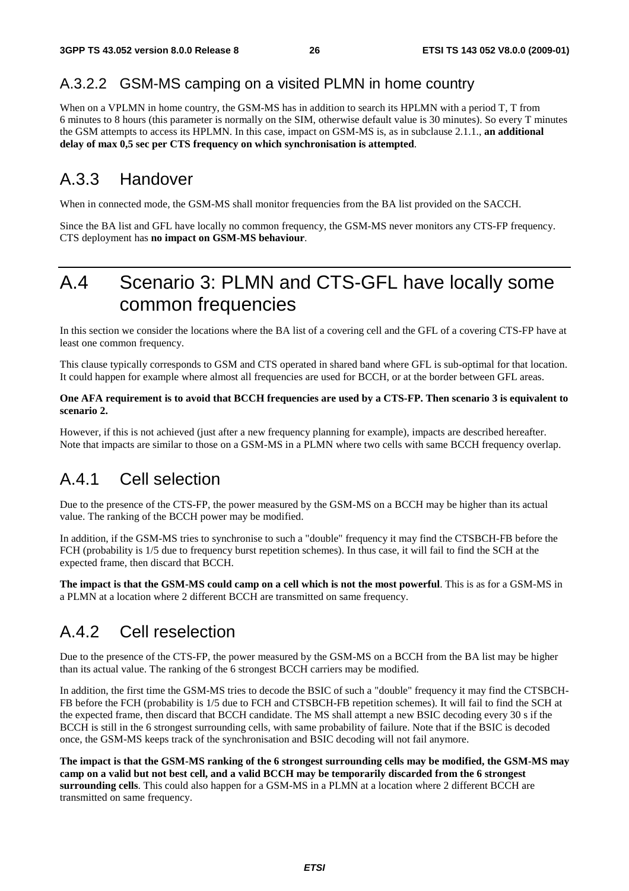### A.3.2.2 GSM-MS camping on a visited PLMN in home country

When on a VPLMN in home country, the GSM-MS has in addition to search its HPLMN with a period T, T from 6 minutes to 8 hours (this parameter is normally on the SIM, otherwise default value is 30 minutes). So every T minutes the GSM attempts to access its HPLMN. In this case, impact on GSM-MS is, as in subclause 2.1.1., **an additional delay of max 0,5 sec per CTS frequency on which synchronisation is attempted**.

## A.3.3 Handover

When in connected mode, the GSM-MS shall monitor frequencies from the BA list provided on the SACCH.

Since the BA list and GFL have locally no common frequency, the GSM-MS never monitors any CTS-FP frequency. CTS deployment has **no impact on GSM-MS behaviour**.

# A.4 Scenario 3: PLMN and CTS-GFL have locally some common frequencies

In this section we consider the locations where the BA list of a covering cell and the GFL of a covering CTS-FP have at least one common frequency.

This clause typically corresponds to GSM and CTS operated in shared band where GFL is sub-optimal for that location. It could happen for example where almost all frequencies are used for BCCH, or at the border between GFL areas.

**One AFA requirement is to avoid that BCCH frequencies are used by a CTS-FP. Then scenario 3 is equivalent to scenario 2.**

However, if this is not achieved (just after a new frequency planning for example), impacts are described hereafter. Note that impacts are similar to those on a GSM-MS in a PLMN where two cells with same BCCH frequency overlap.

## A.4.1 Cell selection

Due to the presence of the CTS-FP, the power measured by the GSM-MS on a BCCH may be higher than its actual value. The ranking of the BCCH power may be modified.

In addition, if the GSM-MS tries to synchronise to such a "double" frequency it may find the CTSBCH-FB before the FCH (probability is 1/5 due to frequency burst repetition schemes). In thus case, it will fail to find the SCH at the expected frame, then discard that BCCH.

**The impact is that the GSM-MS could camp on a cell which is not the most powerful**. This is as for a GSM-MS in a PLMN at a location where 2 different BCCH are transmitted on same frequency.

## A.4.2 Cell reselection

Due to the presence of the CTS-FP, the power measured by the GSM-MS on a BCCH from the BA list may be higher than its actual value. The ranking of the 6 strongest BCCH carriers may be modified.

In addition, the first time the GSM-MS tries to decode the BSIC of such a "double" frequency it may find the CTSBCH-FB before the FCH (probability is 1/5 due to FCH and CTSBCH-FB repetition schemes). It will fail to find the SCH at the expected frame, then discard that BCCH candidate. The MS shall attempt a new BSIC decoding every 30 s if the BCCH is still in the 6 strongest surrounding cells, with same probability of failure. Note that if the BSIC is decoded once, the GSM-MS keeps track of the synchronisation and BSIC decoding will not fail anymore.

**The impact is that the GSM-MS ranking of the 6 strongest surrounding cells may be modified, the GSM-MS may camp on a valid but not best cell, and a valid BCCH may be temporarily discarded from the 6 strongest surrounding cells**. This could also happen for a GSM-MS in a PLMN at a location where 2 different BCCH are transmitted on same frequency.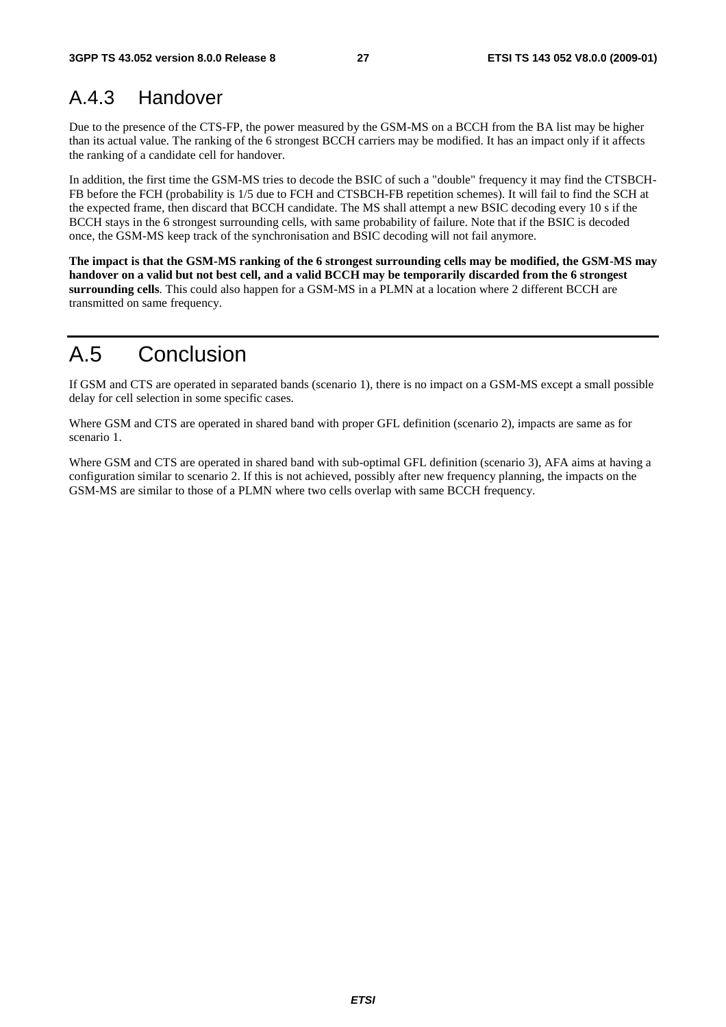### A.4.3 Handover

Due to the presence of the CTS-FP, the power measured by the GSM-MS on a BCCH from the BA list may be higher than its actual value. The ranking of the 6 strongest BCCH carriers may be modified. It has an impact only if it affects the ranking of a candidate cell for handover.

In addition, the first time the GSM-MS tries to decode the BSIC of such a "double" frequency it may find the CTSBCCH-FB before the FCH (probability is 1/5 due to FCH and CTSBCH-FB repetition schemes). It will fail to find the SCH at the expected frame, then discard that BCCH candidate. The MS shall attempt a new BSIC decoding every 10 s if the BCCH stays in the 6 strongest surrounding cells, with same probability of failure. Note that if the BSIC is decoded once, the GSM-MS keep track of the synchronisation and BSIC decoding will not fail anymore.

**The impact is that the GSM-MS ranking of the 6 strongest surrounding cells may be modified, the GSM-MS may handover on a valid but not best cell, and a valid BCCH may be temporarily discarded from the 6 strongest surrounding cells**. This could also happen for a GSM-MS in a PLMN at a location where 2 different BCCH are transmitted on same frequency.

# A.5 Conclusion

If GSM and CTS are operated in separated bands (scenario 1), there is no impact on a GSM-MS except a small possible delay for cell selection in some specific cases.

Where GSM and CTS are operated in shared band with proper GFL definition (scenario 2), impacts are same as for scenario 1.

Where GSM and CTS are operated in shared band with sub-optimal GFL definition (scenario 3), AFA aims at having a configuration similar to scenario 2. If this is not achieved, possibly after new frequency planning, the impacts on the GSM-MS are similar to those of a PLMN where two cells overlap with same BCCH frequency.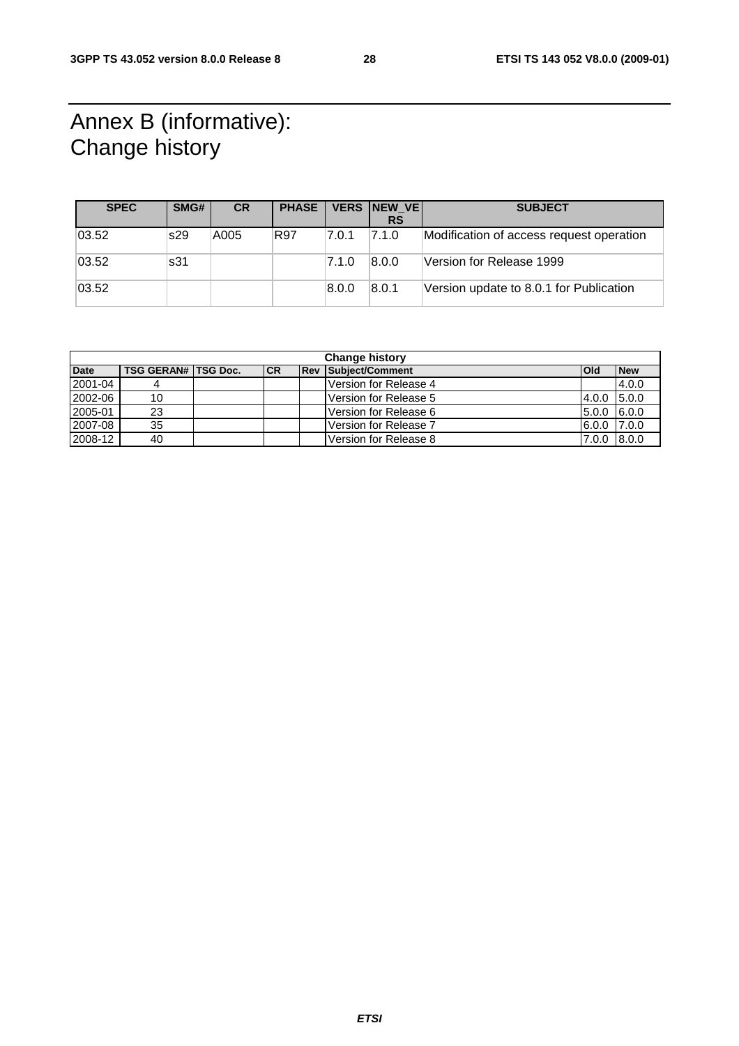# Annex B (informative): Change history

| SPEC | SMG# | CR | PHASE | VERS | NEW_VERS | SUBJECT |
|---|---|---|---|---|---|---|
| 03.52 | s29 | A005 | R97 | 7.0.1 | 7.1.0 | Modification of access request operation |
| 03.52 | s31 | | | 7.1.0 | 8.0.0 | Version for Release 1999 |
| 03.52 | | | | 8.0.0 | 8.0.1 | Version update to 8.0.1 for Publication |

| Change history | | | | | | | |
|---|---|---|---|---|---|---|---|
| Date | TSG GERAN# | TSG Doc. | CR | Rev | Subject/Comment | Old | New |
| 2001-04 | 4 | | | | Version for Release 4 | | 4.0.0 |
| 2002-06 | 10 | | | | Version for Release 5 | 4.0.0 | 5.0.0 |
| 2005-01 | 23 | | | | Version for Release 6 | 5.0.0 | 6.0.0 |
| 2007-08 | 35 | | | | Version for Release 7 | 6.0.0 | 7.0.0 |
| 2008-12 | 40 | | | | Version for Release 8 | 7.0.0 | 8.0.0 |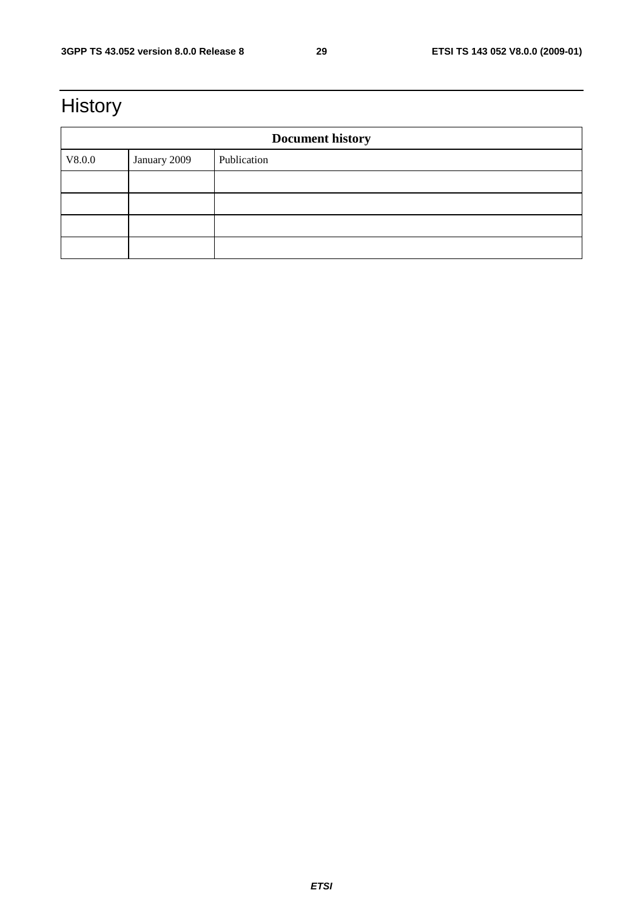# History

| Document history | | |
|---|---|---|
| V8.0.0 | January 2009 | Publication |
| | | |
| | | |
| | | |
| | | |